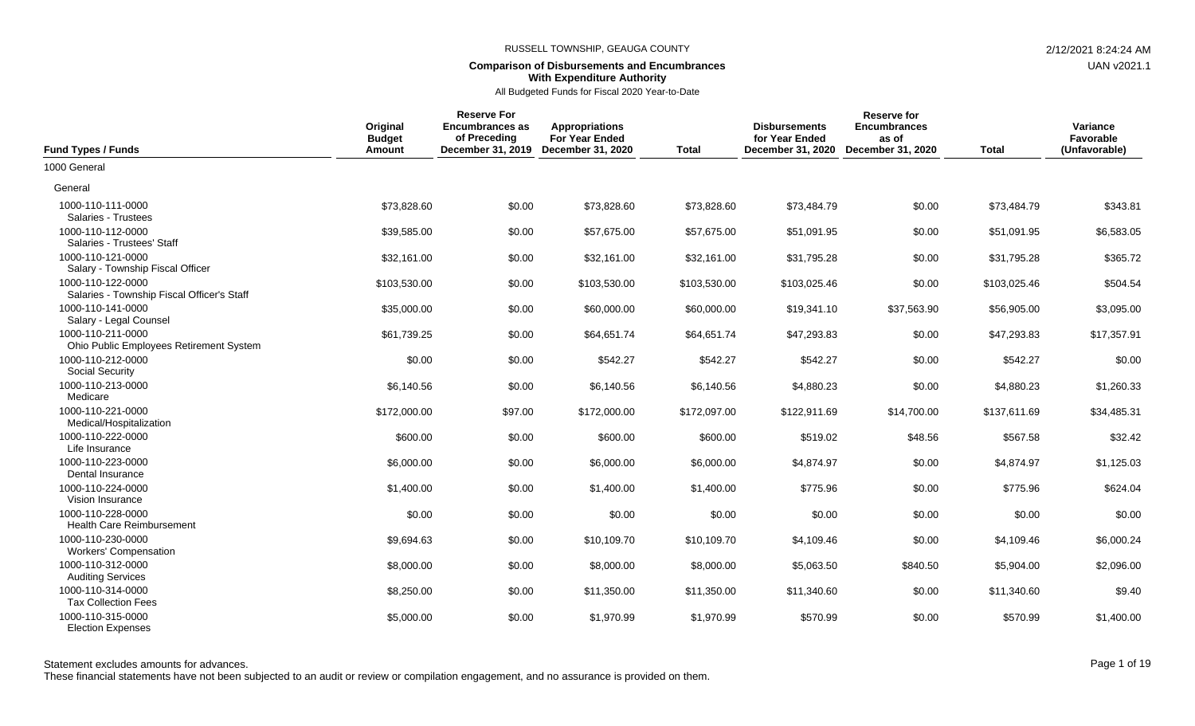RUSSELL TOWNSHIP, GEAUGA COUNTY

**Comparison of Disbursements and Encumbrances With Expenditure Authority**

All Budgeted Funds for Fiscal 2020 Year-to-Date

| Fund Types / Funds | Original Budget Amount | Reserve For Encumbrances as of Preceding December 31, 2019 | Appropriations For Year Ended December 31, 2020 | Total | Disbursements for Year Ended December 31, 2020 | Reserve for Encumbrances as of December 31, 2020 | Total | Variance Favorable (Unfavorable) |
|---|---|---|---|---|---|---|---|---|
| 1000 General | | | | | | | | |
| General | | | | | | | | |
| 1000-110-111-0000 Salaries - Trustees | $73,828.60 | $0.00 | $73,828.60 | $73,828.60 | $73,484.79 | $0.00 | $73,484.79 | $343.81 |
| 1000-110-112-0000 Salaries - Trustees' Staff | $39,585.00 | $0.00 | $57,675.00 | $57,675.00 | $51,091.95 | $0.00 | $51,091.95 | $6,583.05 |
| 1000-110-121-0000 Salary - Township Fiscal Officer | $32,161.00 | $0.00 | $32,161.00 | $32,161.00 | $31,795.28 | $0.00 | $31,795.28 | $365.72 |
| 1000-110-122-0000 Salaries - Township Fiscal Officer's Staff | $103,530.00 | $0.00 | $103,530.00 | $103,530.00 | $103,025.46 | $0.00 | $103,025.46 | $504.54 |
| 1000-110-141-0000 Salary - Legal Counsel | $35,000.00 | $0.00 | $60,000.00 | $60,000.00 | $19,341.10 | $37,563.90 | $56,905.00 | $3,095.00 |
| 1000-110-211-0000 Ohio Public Employees Retirement System | $61,739.25 | $0.00 | $64,651.74 | $64,651.74 | $47,293.83 | $0.00 | $47,293.83 | $17,357.91 |
| 1000-110-212-0000 Social Security | $0.00 | $0.00 | $542.27 | $542.27 | $542.27 | $0.00 | $542.27 | $0.00 |
| 1000-110-213-0000 Medicare | $6,140.56 | $0.00 | $6,140.56 | $6,140.56 | $4,880.23 | $0.00 | $4,880.23 | $1,260.33 |
| 1000-110-221-0000 Medical/Hospitalization | $172,000.00 | $97.00 | $172,000.00 | $172,097.00 | $122,911.69 | $14,700.00 | $137,611.69 | $34,485.31 |
| 1000-110-222-0000 Life Insurance | $600.00 | $0.00 | $600.00 | $600.00 | $519.02 | $48.56 | $567.58 | $32.42 |
| 1000-110-223-0000 Dental Insurance | $6,000.00 | $0.00 | $6,000.00 | $6,000.00 | $4,874.97 | $0.00 | $4,874.97 | $1,125.03 |
| 1000-110-224-0000 Vision Insurance | $1,400.00 | $0.00 | $1,400.00 | $1,400.00 | $775.96 | $0.00 | $775.96 | $624.04 |
| 1000-110-228-0000 Health Care Reimbursement | $0.00 | $0.00 | $0.00 | $0.00 | $0.00 | $0.00 | $0.00 | $0.00 |
| 1000-110-230-0000 Workers' Compensation | $9,694.63 | $0.00 | $10,109.70 | $10,109.70 | $4,109.46 | $0.00 | $4,109.46 | $6,000.24 |
| 1000-110-312-0000 Auditing Services | $8,000.00 | $0.00 | $8,000.00 | $8,000.00 | $5,063.50 | $840.50 | $5,904.00 | $2,096.00 |
| 1000-110-314-0000 Tax Collection Fees | $8,250.00 | $0.00 | $11,350.00 | $11,350.00 | $11,340.60 | $0.00 | $11,340.60 | $9.40 |
| 1000-110-315-0000 Election Expenses | $5,000.00 | $0.00 | $1,970.99 | $1,970.99 | $570.99 | $0.00 | $570.99 | $1,400.00 |

Statement excludes amounts for advances.

These financial statements have not been subjected to an audit or review or compilation engagement, and no assurance is provided on them.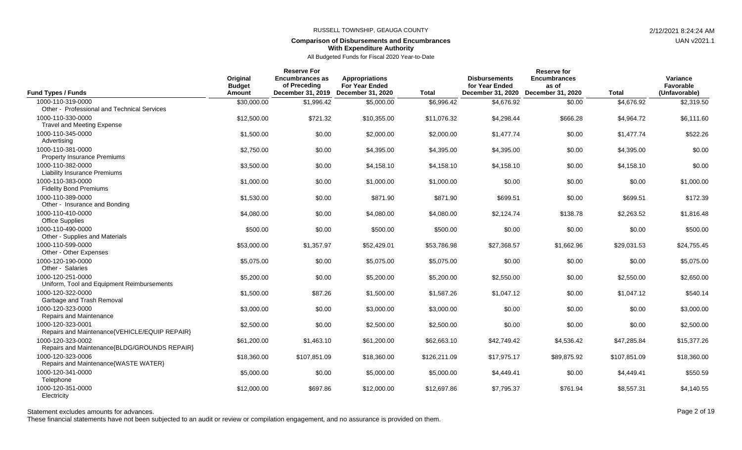RUSSELL TOWNSHIP, GEAUGA COUNTY

**Comparison of Disbursements and Encumbrances With Expenditure Authority**

All Budgeted Funds for Fiscal 2020 Year-to-Date

| Fund Types / Funds | Original Budget Amount | Reserve For Encumbrances as of Preceding December 31, 2019 | Appropriations For Year Ended December 31, 2020 | Total | Disbursements for Year Ended December 31, 2020 | Reserve for Encumbrances as of December 31, 2020 | Total | Variance Favorable (Unfavorable) |
|---|---|---|---|---|---|---|---|---|
| 1000-110-319-0000 Other - Professional and Technical Services | $30,000.00 | $1,996.42 | $5,000.00 | $6,996.42 | $4,676.92 | $0.00 | $4,676.92 | $2,319.50 |
| 1000-110-330-0000 Travel and Meeting Expense | $12,500.00 | $721.32 | $10,355.00 | $11,076.32 | $4,298.44 | $666.28 | $4,964.72 | $6,111.60 |
| 1000-110-345-0000 Advertising | $1,500.00 | $0.00 | $2,000.00 | $2,000.00 | $1,477.74 | $0.00 | $1,477.74 | $522.26 |
| 1000-110-381-0000 Property Insurance Premiums | $2,750.00 | $0.00 | $4,395.00 | $4,395.00 | $4,395.00 | $0.00 | $4,395.00 | $0.00 |
| 1000-110-382-0000 Liability Insurance Premiums | $3,500.00 | $0.00 | $4,158.10 | $4,158.10 | $4,158.10 | $0.00 | $4,158.10 | $0.00 |
| 1000-110-383-0000 Fidelity Bond Premiums | $1,000.00 | $0.00 | $1,000.00 | $1,000.00 | $0.00 | $0.00 | $0.00 | $1,000.00 |
| 1000-110-389-0000 Other - Insurance and Bonding | $1,530.00 | $0.00 | $871.90 | $871.90 | $699.51 | $0.00 | $699.51 | $172.39 |
| 1000-110-410-0000 Office Supplies | $4,080.00 | $0.00 | $4,080.00 | $4,080.00 | $2,124.74 | $138.78 | $2,263.52 | $1,816.48 |
| 1000-110-490-0000 Other - Supplies and Materials | $500.00 | $0.00 | $500.00 | $500.00 | $0.00 | $0.00 | $0.00 | $500.00 |
| 1000-110-599-0000 Other - Other Expenses | $53,000.00 | $1,357.97 | $52,429.01 | $53,786.98 | $27,368.57 | $1,662.96 | $29,031.53 | $24,755.45 |
| 1000-120-190-0000 Other - Salaries | $5,075.00 | $0.00 | $5,075.00 | $5,075.00 | $0.00 | $0.00 | $0.00 | $5,075.00 |
| 1000-120-251-0000 Uniform, Tool and Equipment Reimbursements | $5,200.00 | $0.00 | $5,200.00 | $5,200.00 | $2,550.00 | $0.00 | $2,550.00 | $2,650.00 |
| 1000-120-322-0000 Garbage and Trash Removal | $1,500.00 | $87.26 | $1,500.00 | $1,587.26 | $1,047.12 | $0.00 | $1,047.12 | $540.14 |
| 1000-120-323-0000 Repairs and Maintenance | $3,000.00 | $0.00 | $3,000.00 | $3,000.00 | $0.00 | $0.00 | $0.00 | $3,000.00 |
| 1000-120-323-0001 Repairs and Maintenance{VEHICLE/EQUIP REPAIR} | $2,500.00 | $0.00 | $2,500.00 | $2,500.00 | $0.00 | $0.00 | $0.00 | $2,500.00 |
| 1000-120-323-0002 Repairs and Maintenance{BLDG/GROUNDS REPAIR} | $61,200.00 | $1,463.10 | $61,200.00 | $62,663.10 | $42,749.42 | $4,536.42 | $47,285.84 | $15,377.26 |
| 1000-120-323-0006 Repairs and Maintenance{WASTE WATER} | $18,360.00 | $107,851.09 | $18,360.00 | $126,211.09 | $17,975.17 | $89,875.92 | $107,851.09 | $18,360.00 |
| 1000-120-341-0000 Telephone | $5,000.00 | $0.00 | $5,000.00 | $5,000.00 | $4,449.41 | $0.00 | $4,449.41 | $550.59 |
| 1000-120-351-0000 Electricity | $12,000.00 | $697.86 | $12,000.00 | $12,697.86 | $7,795.37 | $761.94 | $8,557.31 | $4,140.55 |

Statement excludes amounts for advances.

These financial statements have not been subjected to an audit or review or compilation engagement, and no assurance is provided on them.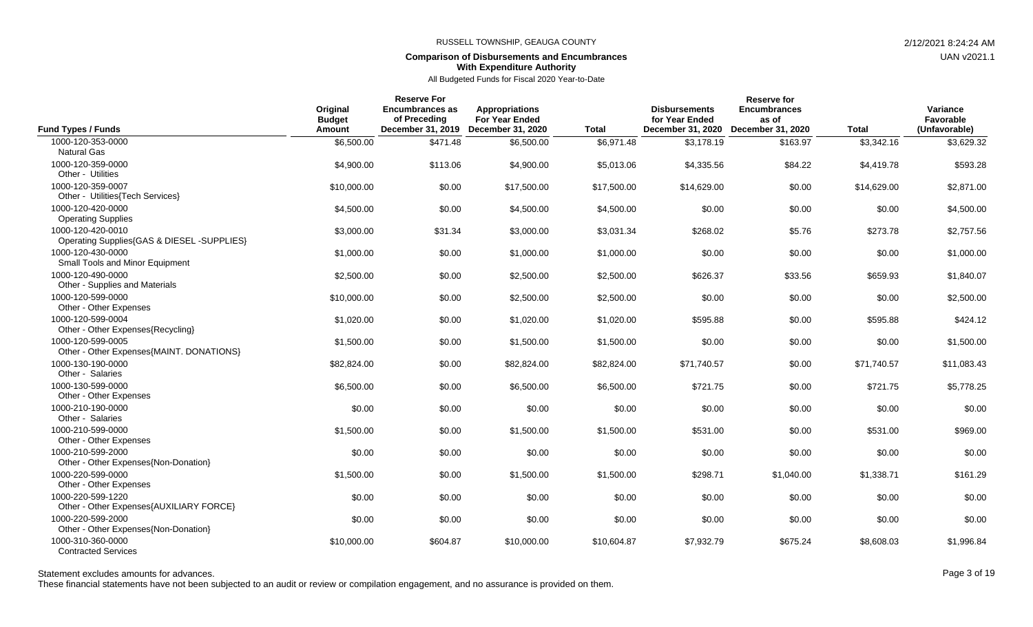RUSSELL TOWNSHIP, GEAUGA COUNTY

**Comparison of Disbursements and Encumbrances With Expenditure Authority**

All Budgeted Funds for Fiscal 2020 Year-to-Date

| Fund Types / Funds | Original Budget Amount | Reserve For Encumbrances as of Preceding December 31, 2019 | Appropriations For Year Ended December 31, 2020 | Total | Disbursements for Year Ended December 31, 2020 | Reserve for Encumbrances as of December 31, 2020 | Total | Variance Favorable (Unfavorable) |
|---|---|---|---|---|---|---|---|---|
| 1000-120-353-0000 Natural Gas | $6,500.00 | $471.48 | $6,500.00 | $6,971.48 | $3,178.19 | $163.97 | $3,342.16 | $3,629.32 |
| 1000-120-359-0000 Other - Utilities | $4,900.00 | $113.06 | $4,900.00 | $5,013.06 | $4,335.56 | $84.22 | $4,419.78 | $593.28 |
| 1000-120-359-0007 Other - Utilities{Tech Services} | $10,000.00 | $0.00 | $17,500.00 | $17,500.00 | $14,629.00 | $0.00 | $14,629.00 | $2,871.00 |
| 1000-120-420-0000 Operating Supplies | $4,500.00 | $0.00 | $4,500.00 | $4,500.00 | $0.00 | $0.00 | $0.00 | $4,500.00 |
| 1000-120-420-0010 Operating Supplies{GAS & DIESEL -SUPPLIES} | $3,000.00 | $31.34 | $3,000.00 | $3,031.34 | $268.02 | $5.76 | $273.78 | $2,757.56 |
| 1000-120-430-0000 Small Tools and Minor Equipment | $1,000.00 | $0.00 | $1,000.00 | $1,000.00 | $0.00 | $0.00 | $0.00 | $1,000.00 |
| 1000-120-490-0000 Other - Supplies and Materials | $2,500.00 | $0.00 | $2,500.00 | $2,500.00 | $626.37 | $33.56 | $659.93 | $1,840.07 |
| 1000-120-599-0000 Other - Other Expenses | $10,000.00 | $0.00 | $2,500.00 | $2,500.00 | $0.00 | $0.00 | $0.00 | $2,500.00 |
| 1000-120-599-0004 Other - Other Expenses{Recycling} | $1,020.00 | $0.00 | $1,020.00 | $1,020.00 | $595.88 | $0.00 | $595.88 | $424.12 |
| 1000-120-599-0005 Other - Other Expenses{MAINT. DONATIONS} | $1,500.00 | $0.00 | $1,500.00 | $1,500.00 | $0.00 | $0.00 | $0.00 | $1,500.00 |
| 1000-130-190-0000 Other - Salaries | $82,824.00 | $0.00 | $82,824.00 | $82,824.00 | $71,740.57 | $0.00 | $71,740.57 | $11,083.43 |
| 1000-130-599-0000 Other - Other Expenses | $6,500.00 | $0.00 | $6,500.00 | $6,500.00 | $721.75 | $0.00 | $721.75 | $5,778.25 |
| 1000-210-190-0000 Other - Salaries | $0.00 | $0.00 | $0.00 | $0.00 | $0.00 | $0.00 | $0.00 | $0.00 |
| 1000-210-599-0000 Other - Other Expenses | $1,500.00 | $0.00 | $1,500.00 | $1,500.00 | $531.00 | $0.00 | $531.00 | $969.00 |
| 1000-210-599-2000 Other - Other Expenses{Non-Donation} | $0.00 | $0.00 | $0.00 | $0.00 | $0.00 | $0.00 | $0.00 | $0.00 |
| 1000-220-599-0000 Other - Other Expenses | $1,500.00 | $0.00 | $1,500.00 | $1,500.00 | $298.71 | $1,040.00 | $1,338.71 | $161.29 |
| 1000-220-599-1220 Other - Other Expenses{AUXILIARY FORCE} | $0.00 | $0.00 | $0.00 | $0.00 | $0.00 | $0.00 | $0.00 | $0.00 |
| 1000-220-599-2000 Other - Other Expenses{Non-Donation} | $0.00 | $0.00 | $0.00 | $0.00 | $0.00 | $0.00 | $0.00 | $0.00 |
| 1000-310-360-0000 Contracted Services | $10,000.00 | $604.87 | $10,000.00 | $10,604.87 | $7,932.79 | $675.24 | $8,608.03 | $1,996.84 |

Statement excludes amounts for advances.

These financial statements have not been subjected to an audit or review or compilation engagement, and no assurance is provided on them.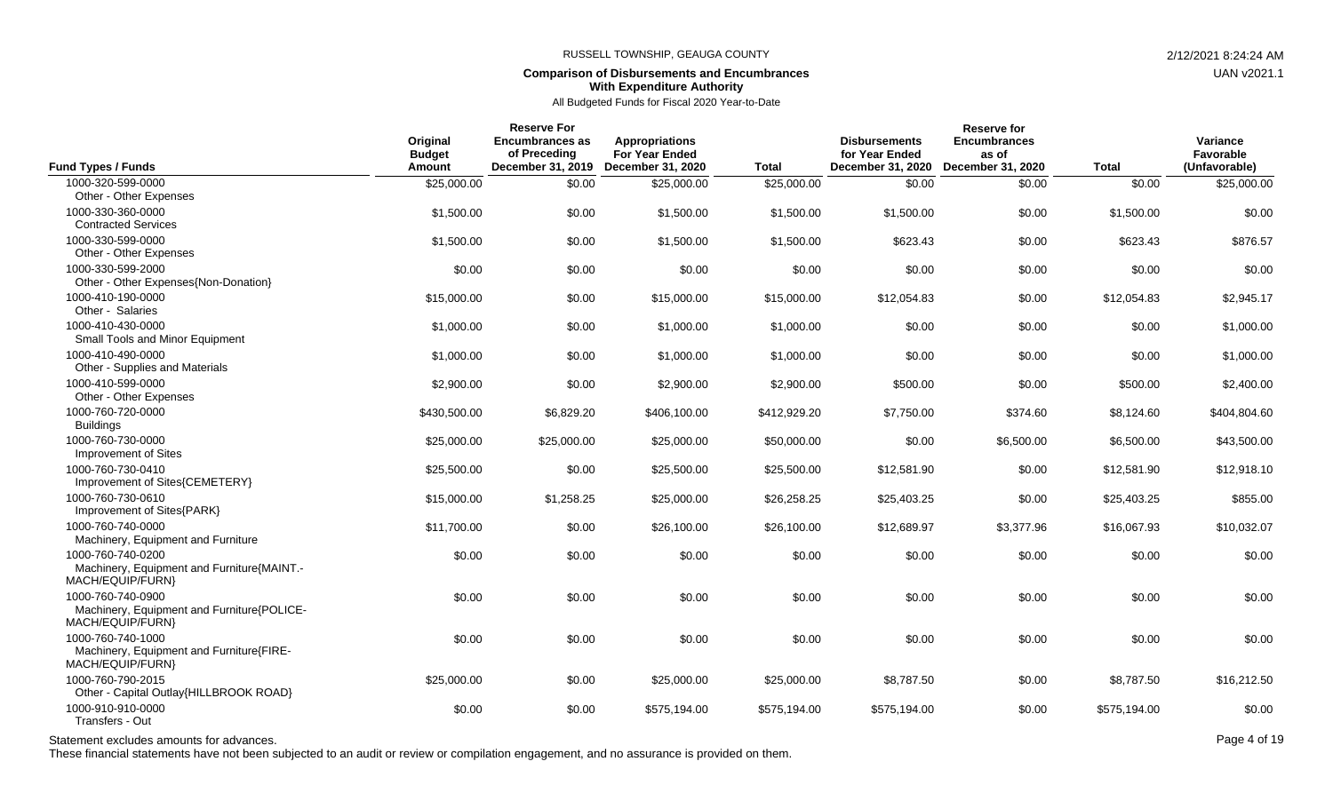RUSSELL TOWNSHIP, GEAUGA COUNTY

2/12/2021 8:24:24 AM

UAN v2021.1

**Comparison of Disbursements and Encumbrances**
**With Expenditure Authority**

All Budgeted Funds for Fiscal 2020 Year-to-Date

| Fund Types / Funds | Original Budget Amount | Reserve For Encumbrances as of Preceding December 31, 2019 | Appropriations For Year Ended December 31, 2020 | Total | Disbursements for Year Ended December 31, 2020 | Reserve for Encumbrances as of December 31, 2020 | Total | Variance Favorable (Unfavorable) |
|---|---|---|---|---|---|---|---|---|
| 1000-320-599-0000 Other - Other Expenses | $25,000.00 | $0.00 | $25,000.00 | $25,000.00 | $0.00 | $0.00 | $0.00 | $25,000.00 |
| 1000-330-360-0000 Contracted Services | $1,500.00 | $0.00 | $1,500.00 | $1,500.00 | $1,500.00 | $0.00 | $1,500.00 | $0.00 |
| 1000-330-599-0000 Other - Other Expenses | $1,500.00 | $0.00 | $1,500.00 | $1,500.00 | $623.43 | $0.00 | $623.43 | $876.57 |
| 1000-330-599-2000 Other - Other Expenses{Non-Donation} | $0.00 | $0.00 | $0.00 | $0.00 | $0.00 | $0.00 | $0.00 | $0.00 |
| 1000-410-190-0000 Other - Salaries | $15,000.00 | $0.00 | $15,000.00 | $15,000.00 | $12,054.83 | $0.00 | $12,054.83 | $2,945.17 |
| 1000-410-430-0000 Small Tools and Minor Equipment | $1,000.00 | $0.00 | $1,000.00 | $1,000.00 | $0.00 | $0.00 | $0.00 | $1,000.00 |
| 1000-410-490-0000 Other - Supplies and Materials | $1,000.00 | $0.00 | $1,000.00 | $1,000.00 | $0.00 | $0.00 | $0.00 | $1,000.00 |
| 1000-410-599-0000 Other - Other Expenses | $2,900.00 | $0.00 | $2,900.00 | $2,900.00 | $500.00 | $0.00 | $500.00 | $2,400.00 |
| 1000-760-720-0000 Buildings | $430,500.00 | $6,829.20 | $406,100.00 | $412,929.20 | $7,750.00 | $374.60 | $8,124.60 | $404,804.60 |
| 1000-760-730-0000 Improvement of Sites | $25,000.00 | $25,000.00 | $25,000.00 | $50,000.00 | $0.00 | $6,500.00 | $6,500.00 | $43,500.00 |
| 1000-760-730-0410 Improvement of Sites{CEMETERY} | $25,500.00 | $0.00 | $25,500.00 | $25,500.00 | $12,581.90 | $0.00 | $12,581.90 | $12,918.10 |
| 1000-760-730-0610 Improvement of Sites{PARK} | $15,000.00 | $1,258.25 | $25,000.00 | $26,258.25 | $25,403.25 | $0.00 | $25,403.25 | $855.00 |
| 1000-760-740-0000 Machinery, Equipment and Furniture | $11,700.00 | $0.00 | $26,100.00 | $26,100.00 | $12,689.97 | $3,377.96 | $16,067.93 | $10,032.07 |
| 1000-760-740-0200 Machinery, Equipment and Furniture{MAINT.-MACH/EQUIP/FURN} | $0.00 | $0.00 | $0.00 | $0.00 | $0.00 | $0.00 | $0.00 | $0.00 |
| 1000-760-740-0900 Machinery, Equipment and Furniture{POLICE-MACH/EQUIP/FURN} | $0.00 | $0.00 | $0.00 | $0.00 | $0.00 | $0.00 | $0.00 | $0.00 |
| 1000-760-740-1000 Machinery, Equipment and Furniture{FIRE-MACH/EQUIP/FURN} | $0.00 | $0.00 | $0.00 | $0.00 | $0.00 | $0.00 | $0.00 | $0.00 |
| 1000-760-790-2015 Other - Capital Outlay{HILLBROOK ROAD} | $25,000.00 | $0.00 | $25,000.00 | $25,000.00 | $8,787.50 | $0.00 | $8,787.50 | $16,212.50 |
| 1000-910-910-0000 Transfers - Out | $0.00 | $0.00 | $575,194.00 | $575,194.00 | $575,194.00 | $0.00 | $575,194.00 | $0.00 |

Statement excludes amounts for advances.

These financial statements have not been subjected to an audit or review or compilation engagement, and no assurance is provided on them.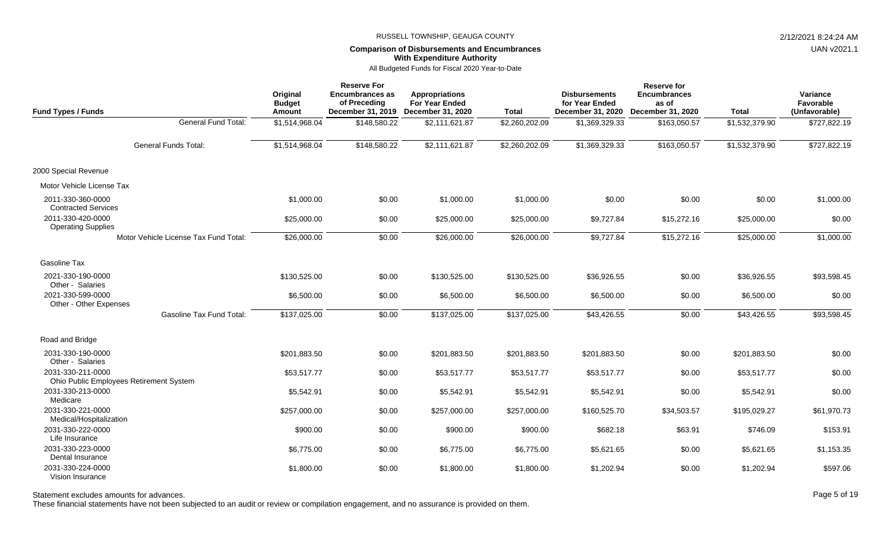RUSSELL TOWNSHIP, GEAUGA COUNTY

2/12/2021 8:24:24 AM

UAN v2021.1

## Comparison of Disbursements and Encumbrances With Expenditure Authority

All Budgeted Funds for Fiscal 2020 Year-to-Date

| Fund Types / Funds | Original Budget Amount | Reserve For Encumbrances as of Preceding December 31, 2019 | Appropriations For Year Ended December 31, 2020 | Total | Disbursements for Year Ended December 31, 2020 | Reserve for Encumbrances as of December 31, 2020 | Total | Variance Favorable (Unfavorable) |
|---|---|---|---|---|---|---|---|---|
| General Fund Total: | $1,514,968.04 | $148,580.22 | $2,111,621.87 | $2,260,202.09 | $1,369,329.33 | $163,050.57 | $1,532,379.90 | $727,822.19 |
| General Funds Total: | $1,514,968.04 | $148,580.22 | $2,111,621.87 | $2,260,202.09 | $1,369,329.33 | $163,050.57 | $1,532,379.90 | $727,822.19 |
| 2000 Special Revenue | | | | | | | | |
| Motor Vehicle License Tax | | | | | | | | |
| 2011-330-360-0000 Contracted Services | $1,000.00 | $0.00 | $1,000.00 | $1,000.00 | $0.00 | $0.00 | $0.00 | $1,000.00 |
| 2011-330-420-0000 Operating Supplies | $25,000.00 | $0.00 | $25,000.00 | $25,000.00 | $9,727.84 | $15,272.16 | $25,000.00 | $0.00 |
| Motor Vehicle License Tax Fund Total: | $26,000.00 | $0.00 | $26,000.00 | $26,000.00 | $9,727.84 | $15,272.16 | $25,000.00 | $1,000.00 |
| Gasoline Tax | | | | | | | | |
| 2021-330-190-0000 Other - Salaries | $130,525.00 | $0.00 | $130,525.00 | $130,525.00 | $36,926.55 | $0.00 | $36,926.55 | $93,598.45 |
| 2021-330-599-0000 Other - Other Expenses | $6,500.00 | $0.00 | $6,500.00 | $6,500.00 | $6,500.00 | $0.00 | $6,500.00 | $0.00 |
| Gasoline Tax Fund Total: | $137,025.00 | $0.00 | $137,025.00 | $137,025.00 | $43,426.55 | $0.00 | $43,426.55 | $93,598.45 |
| Road and Bridge | | | | | | | | |
| 2031-330-190-0000 Other - Salaries | $201,883.50 | $0.00 | $201,883.50 | $201,883.50 | $201,883.50 | $0.00 | $201,883.50 | $0.00 |
| 2031-330-211-0000 Ohio Public Employees Retirement System | $53,517.77 | $0.00 | $53,517.77 | $53,517.77 | $53,517.77 | $0.00 | $53,517.77 | $0.00 |
| 2031-330-213-0000 Medicare | $5,542.91 | $0.00 | $5,542.91 | $5,542.91 | $5,542.91 | $0.00 | $5,542.91 | $0.00 |
| 2031-330-221-0000 Medical/Hospitalization | $257,000.00 | $0.00 | $257,000.00 | $257,000.00 | $160,525.70 | $34,503.57 | $195,029.27 | $61,970.73 |
| 2031-330-222-0000 Life Insurance | $900.00 | $0.00 | $900.00 | $900.00 | $682.18 | $63.91 | $746.09 | $153.91 |
| 2031-330-223-0000 Dental Insurance | $6,775.00 | $0.00 | $6,775.00 | $6,775.00 | $5,621.65 | $0.00 | $5,621.65 | $1,153.35 |
| 2031-330-224-0000 Vision Insurance | $1,800.00 | $0.00 | $1,800.00 | $1,800.00 | $1,202.94 | $0.00 | $1,202.94 | $597.06 |

Statement excludes amounts for advances.

These financial statements have not been subjected to an audit or review or compilation engagement, and no assurance is provided on them.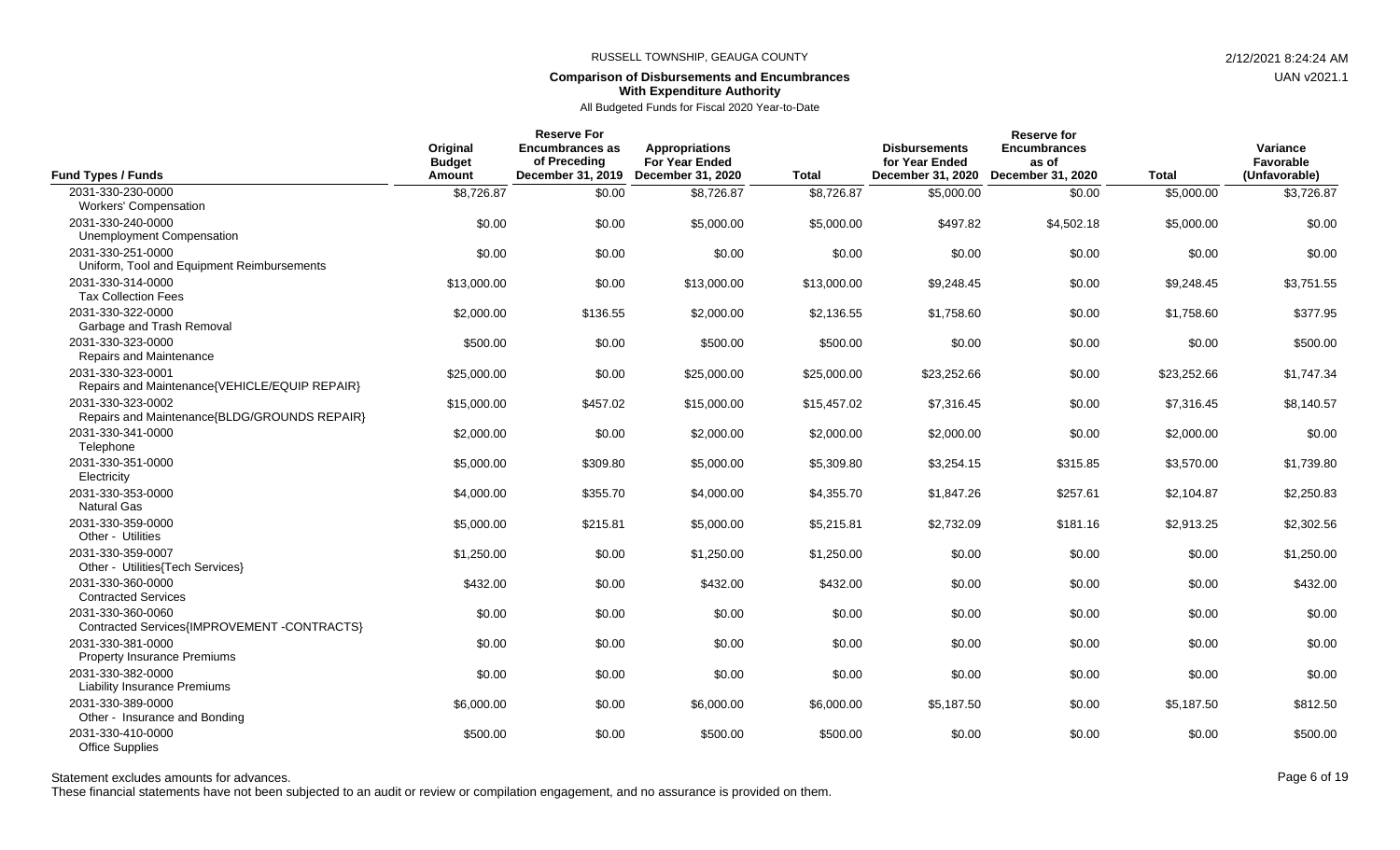RUSSELL TOWNSHIP, GEAUGA COUNTY

**Comparison of Disbursements and Encumbrances With Expenditure Authority**

All Budgeted Funds for Fiscal 2020 Year-to-Date

| Fund Types / Funds | Original Budget Amount | Reserve For Encumbrances as of Preceding December 31, 2019 | Appropriations For Year Ended December 31, 2020 | Total | Disbursements for Year Ended December 31, 2020 | Reserve for Encumbrances as of December 31, 2020 | Total | Variance Favorable (Unfavorable) |
|---|---|---|---|---|---|---|---|---|
| 2031-330-230-0000 Workers' Compensation | $8,726.87 | $0.00 | $8,726.87 | $8,726.87 | $5,000.00 | $0.00 | $5,000.00 | $3,726.87 |
| 2031-330-240-0000 Unemployment Compensation | $0.00 | $0.00 | $5,000.00 | $5,000.00 | $497.82 | $4,502.18 | $5,000.00 | $0.00 |
| 2031-330-251-0000 Uniform, Tool and Equipment Reimbursements | $0.00 | $0.00 | $0.00 | $0.00 | $0.00 | $0.00 | $0.00 | $0.00 |
| 2031-330-314-0000 Tax Collection Fees | $13,000.00 | $0.00 | $13,000.00 | $13,000.00 | $9,248.45 | $0.00 | $9,248.45 | $3,751.55 |
| 2031-330-322-0000 Garbage and Trash Removal | $2,000.00 | $136.55 | $2,000.00 | $2,136.55 | $1,758.60 | $0.00 | $1,758.60 | $377.95 |
| 2031-330-323-0000 Repairs and Maintenance | $500.00 | $0.00 | $500.00 | $500.00 | $0.00 | $0.00 | $0.00 | $500.00 |
| 2031-330-323-0001 Repairs and Maintenance{VEHICLE/EQUIP REPAIR} | $25,000.00 | $0.00 | $25,000.00 | $25,000.00 | $23,252.66 | $0.00 | $23,252.66 | $1,747.34 |
| 2031-330-323-0002 Repairs and Maintenance{BLDG/GROUNDS REPAIR} | $15,000.00 | $457.02 | $15,000.00 | $15,457.02 | $7,316.45 | $0.00 | $7,316.45 | $8,140.57 |
| 2031-330-341-0000 Telephone | $2,000.00 | $0.00 | $2,000.00 | $2,000.00 | $2,000.00 | $0.00 | $2,000.00 | $0.00 |
| 2031-330-351-0000 Electricity | $5,000.00 | $309.80 | $5,000.00 | $5,309.80 | $3,254.15 | $315.85 | $3,570.00 | $1,739.80 |
| 2031-330-353-0000 Natural Gas | $4,000.00 | $355.70 | $4,000.00 | $4,355.70 | $1,847.26 | $257.61 | $2,104.87 | $2,250.83 |
| 2031-330-359-0000 Other - Utilities | $5,000.00 | $215.81 | $5,000.00 | $5,215.81 | $2,732.09 | $181.16 | $2,913.25 | $2,302.56 |
| 2031-330-359-0007 Other - Utilities{Tech Services} | $1,250.00 | $0.00 | $1,250.00 | $1,250.00 | $0.00 | $0.00 | $0.00 | $1,250.00 |
| 2031-330-360-0000 Contracted Services | $432.00 | $0.00 | $432.00 | $432.00 | $0.00 | $0.00 | $0.00 | $432.00 |
| 2031-330-360-0060 Contracted Services{IMPROVEMENT -CONTRACTS} | $0.00 | $0.00 | $0.00 | $0.00 | $0.00 | $0.00 | $0.00 | $0.00 |
| 2031-330-381-0000 Property Insurance Premiums | $0.00 | $0.00 | $0.00 | $0.00 | $0.00 | $0.00 | $0.00 | $0.00 |
| 2031-330-382-0000 Liability Insurance Premiums | $0.00 | $0.00 | $0.00 | $0.00 | $0.00 | $0.00 | $0.00 | $0.00 |
| 2031-330-389-0000 Other - Insurance and Bonding | $6,000.00 | $0.00 | $6,000.00 | $6,000.00 | $5,187.50 | $0.00 | $5,187.50 | $812.50 |
| 2031-330-410-0000 Office Supplies | $500.00 | $0.00 | $500.00 | $500.00 | $0.00 | $0.00 | $0.00 | $500.00 |

Statement excludes amounts for advances.

These financial statements have not been subjected to an audit or review or compilation engagement, and no assurance is provided on them.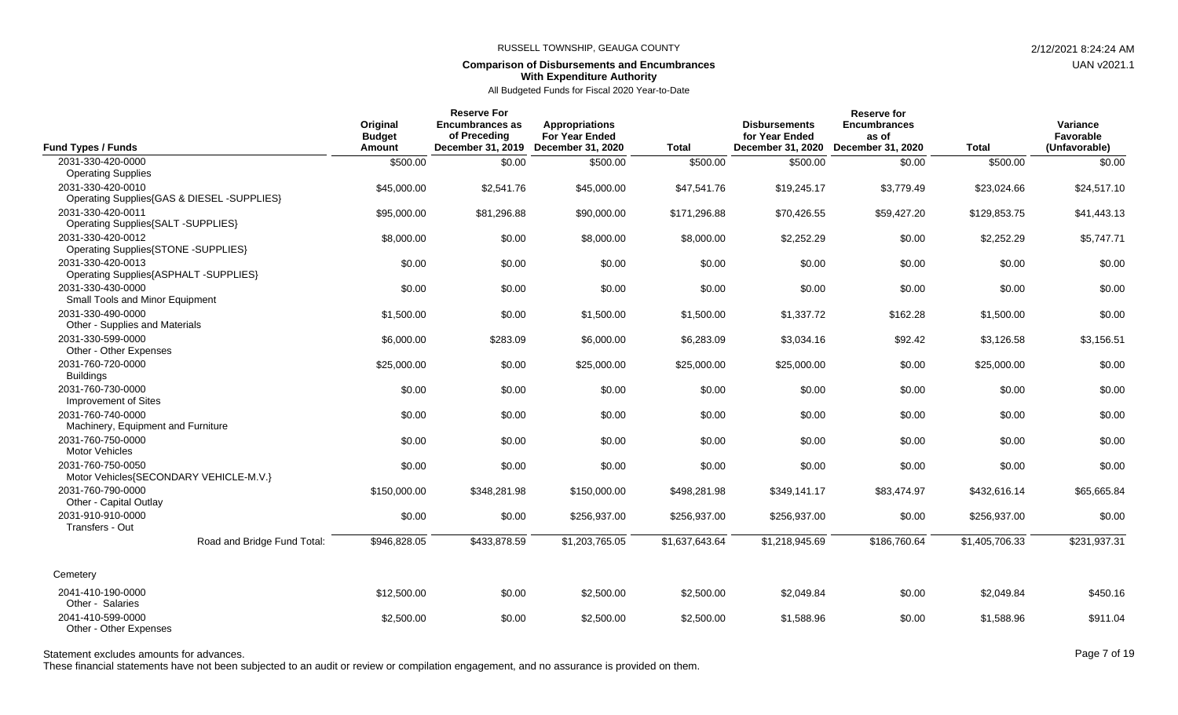## Comparison of Disbursements and Encumbrances With Expenditure Authority

All Budgeted Funds for Fiscal 2020 Year-to-Date

| Fund Types / Funds | Original Budget Amount | Reserve For Encumbrances as of Preceding December 31, 2019 | Appropriations For Year Ended December 31, 2020 | Total | Disbursements for Year Ended December 31, 2020 | Reserve for Encumbrances as of December 31, 2020 | Total | Variance Favorable (Unfavorable) |
|---|---|---|---|---|---|---|---|---|
| 2031-330-420-0000 Operating Supplies | $500.00 | $0.00 | $500.00 | $500.00 | $500.00 | $0.00 | $500.00 | $0.00 |
| 2031-330-420-0010 Operating Supplies{GAS & DIESEL -SUPPLIES} | $45,000.00 | $2,541.76 | $45,000.00 | $47,541.76 | $19,245.17 | $3,779.49 | $23,024.66 | $24,517.10 |
| 2031-330-420-0011 Operating Supplies{SALT -SUPPLIES} | $95,000.00 | $81,296.88 | $90,000.00 | $171,296.88 | $70,426.55 | $59,427.20 | $129,853.75 | $41,443.13 |
| 2031-330-420-0012 Operating Supplies{STONE -SUPPLIES} | $8,000.00 | $0.00 | $8,000.00 | $8,000.00 | $2,252.29 | $0.00 | $2,252.29 | $5,747.71 |
| 2031-330-420-0013 Operating Supplies{ASPHALT -SUPPLIES} | $0.00 | $0.00 | $0.00 | $0.00 | $0.00 | $0.00 | $0.00 | $0.00 |
| 2031-330-430-0000 Small Tools and Minor Equipment | $0.00 | $0.00 | $0.00 | $0.00 | $0.00 | $0.00 | $0.00 | $0.00 |
| 2031-330-490-0000 Other - Supplies and Materials | $1,500.00 | $0.00 | $1,500.00 | $1,500.00 | $1,337.72 | $162.28 | $1,500.00 | $0.00 |
| 2031-330-599-0000 Other - Other Expenses | $6,000.00 | $283.09 | $6,000.00 | $6,283.09 | $3,034.16 | $92.42 | $3,126.58 | $3,156.51 |
| 2031-760-720-0000 Buildings | $25,000.00 | $0.00 | $25,000.00 | $25,000.00 | $25,000.00 | $0.00 | $25,000.00 | $0.00 |
| 2031-760-730-0000 Improvement of Sites | $0.00 | $0.00 | $0.00 | $0.00 | $0.00 | $0.00 | $0.00 | $0.00 |
| 2031-760-740-0000 Machinery, Equipment and Furniture | $0.00 | $0.00 | $0.00 | $0.00 | $0.00 | $0.00 | $0.00 | $0.00 |
| 2031-760-750-0000 Motor Vehicles | $0.00 | $0.00 | $0.00 | $0.00 | $0.00 | $0.00 | $0.00 | $0.00 |
| 2031-760-750-0050 Motor Vehicles{SECONDARY VEHICLE-M.V.} | $0.00 | $0.00 | $0.00 | $0.00 | $0.00 | $0.00 | $0.00 | $0.00 |
| 2031-760-790-0000 Other - Capital Outlay | $150,000.00 | $348,281.98 | $150,000.00 | $498,281.98 | $349,141.17 | $83,474.97 | $432,616.14 | $65,665.84 |
| 2031-910-910-0000 Transfers - Out | $0.00 | $0.00 | $256,937.00 | $256,937.00 | $256,937.00 | $0.00 | $256,937.00 | $0.00 |
| Road and Bridge Fund Total: | $946,828.05 | $433,878.59 | $1,203,765.05 | $1,637,643.64 | $1,218,945.69 | $186,760.64 | $1,405,706.33 | $231,937.31 |
| **Cemetery** | | | | | | | | |
| 2041-410-190-0000 Other - Salaries | $12,500.00 | $0.00 | $2,500.00 | $2,500.00 | $2,049.84 | $0.00 | $2,049.84 | $450.16 |
| 2041-410-599-0000 Other - Other Expenses | $2,500.00 | $0.00 | $2,500.00 | $2,500.00 | $1,588.96 | $0.00 | $1,588.96 | $911.04 |

Statement excludes amounts for advances.

These financial statements have not been subjected to an audit or review or compilation engagement, and no assurance is provided on them.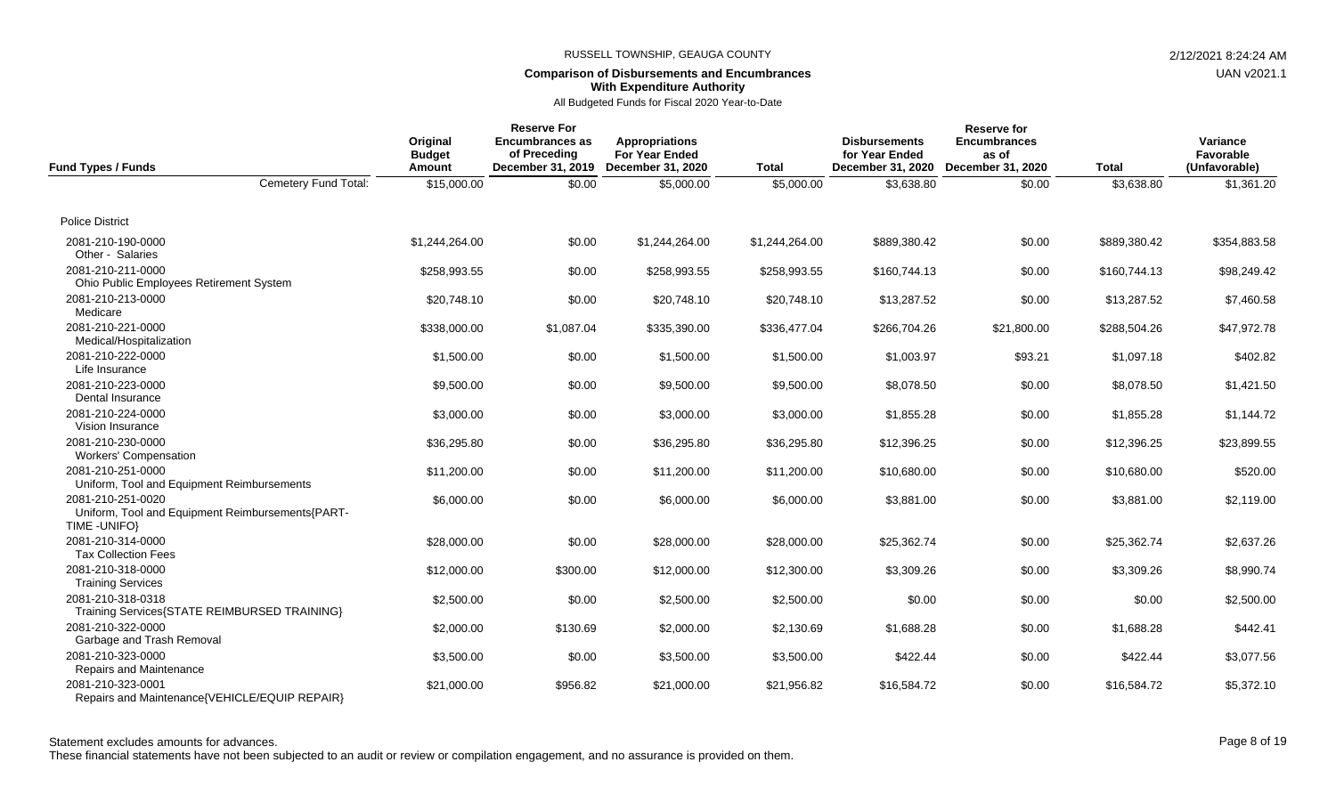RUSSELL TOWNSHIP, GEAUGA COUNTY

**Comparison of Disbursements and Encumbrances With Expenditure Authority**

All Budgeted Funds for Fiscal 2020 Year-to-Date

| Fund Types / Funds | Original Budget Amount | Reserve For Encumbrances as of Preceding December 31, 2019 | Appropriations For Year Ended December 31, 2020 | Total | Disbursements for Year Ended December 31, 2020 | Reserve for Encumbrances as of December 31, 2020 | Total | Variance Favorable (Unfavorable) |
|---|---|---|---|---|---|---|---|---|
| Cemetery Fund Total: | $15,000.00 | $0.00 | $5,000.00 | $5,000.00 | $3,638.80 | $0.00 | $3,638.80 | $1,361.20 |
| Police District | | | | | | | | |
| 2081-210-190-0000 Other - Salaries | $1,244,264.00 | $0.00 | $1,244,264.00 | $1,244,264.00 | $889,380.42 | $0.00 | $889,380.42 | $354,883.58 |
| 2081-210-211-0000 Ohio Public Employees Retirement System | $258,993.55 | $0.00 | $258,993.55 | $258,993.55 | $160,744.13 | $0.00 | $160,744.13 | $98,249.42 |
| 2081-210-213-0000 Medicare | $20,748.10 | $0.00 | $20,748.10 | $20,748.10 | $13,287.52 | $0.00 | $13,287.52 | $7,460.58 |
| 2081-210-221-0000 Medical/Hospitalization | $338,000.00 | $1,087.04 | $335,390.00 | $336,477.04 | $266,704.26 | $21,800.00 | $288,504.26 | $47,972.78 |
| 2081-210-222-0000 Life Insurance | $1,500.00 | $0.00 | $1,500.00 | $1,500.00 | $1,003.97 | $93.21 | $1,097.18 | $402.82 |
| 2081-210-223-0000 Dental Insurance | $9,500.00 | $0.00 | $9,500.00 | $9,500.00 | $8,078.50 | $0.00 | $8,078.50 | $1,421.50 |
| 2081-210-224-0000 Vision Insurance | $3,000.00 | $0.00 | $3,000.00 | $3,000.00 | $1,855.28 | $0.00 | $1,855.28 | $1,144.72 |
| 2081-210-230-0000 Workers' Compensation | $36,295.80 | $0.00 | $36,295.80 | $36,295.80 | $12,396.25 | $0.00 | $12,396.25 | $23,899.55 |
| 2081-210-251-0000 Uniform, Tool and Equipment Reimbursements | $11,200.00 | $0.00 | $11,200.00 | $11,200.00 | $10,680.00 | $0.00 | $10,680.00 | $520.00 |
| 2081-210-251-0020 Uniform, Tool and Equipment Reimbursements{PART-TIME -UNIFO} | $6,000.00 | $0.00 | $6,000.00 | $6,000.00 | $3,881.00 | $0.00 | $3,881.00 | $2,119.00 |
| 2081-210-314-0000 Tax Collection Fees | $28,000.00 | $0.00 | $28,000.00 | $28,000.00 | $25,362.74 | $0.00 | $25,362.74 | $2,637.26 |
| 2081-210-318-0000 Training Services | $12,000.00 | $300.00 | $12,000.00 | $12,300.00 | $3,309.26 | $0.00 | $3,309.26 | $8,990.74 |
| 2081-210-318-0318 Training Services{STATE REIMBURSED TRAINING} | $2,500.00 | $0.00 | $2,500.00 | $2,500.00 | $0.00 | $0.00 | $0.00 | $2,500.00 |
| 2081-210-322-0000 Garbage and Trash Removal | $2,000.00 | $130.69 | $2,000.00 | $2,130.69 | $1,688.28 | $0.00 | $1,688.28 | $442.41 |
| 2081-210-323-0000 Repairs and Maintenance | $3,500.00 | $0.00 | $3,500.00 | $3,500.00 | $422.44 | $0.00 | $422.44 | $3,077.56 |
| 2081-210-323-0001 Repairs and Maintenance{VEHICLE/EQUIP REPAIR} | $21,000.00 | $956.82 | $21,000.00 | $21,956.82 | $16,584.72 | $0.00 | $16,584.72 | $5,372.10 |

Statement excludes amounts for advances.

These financial statements have not been subjected to an audit or review or compilation engagement, and no assurance is provided on them.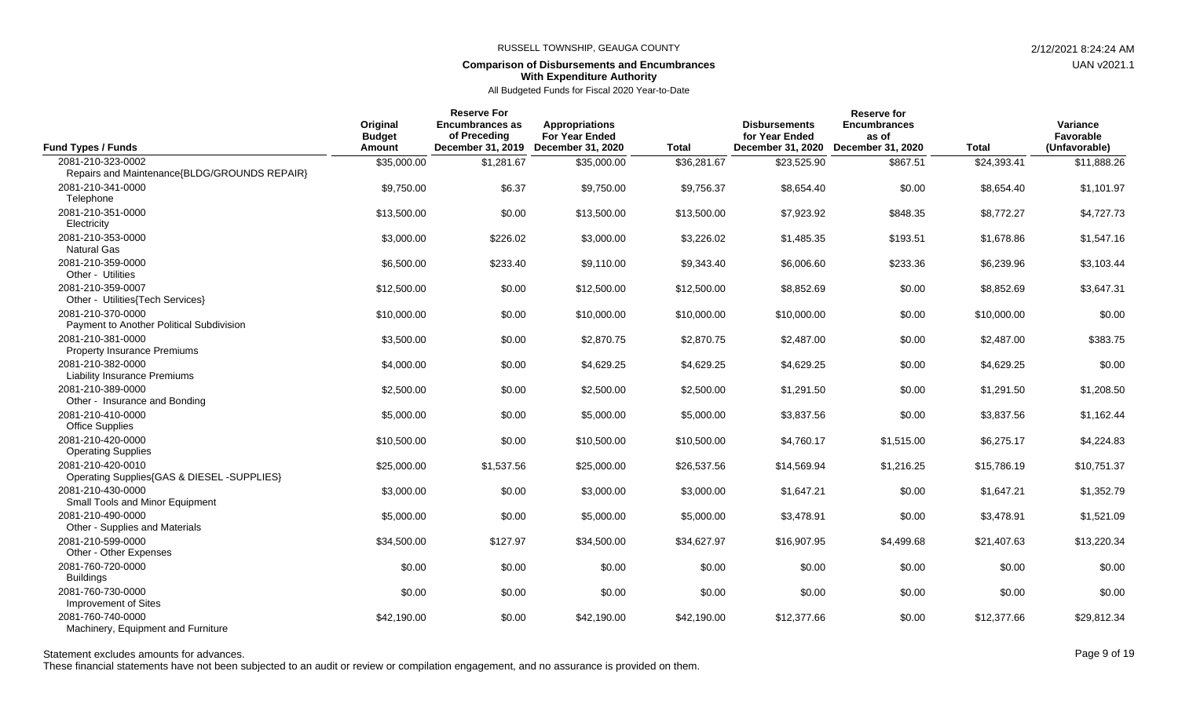RUSSELL TOWNSHIP, GEAUGA COUNTY

**Comparison of Disbursements and Encumbrances With Expenditure Authority**

All Budgeted Funds for Fiscal 2020 Year-to-Date

| Fund Types / Funds | Original Budget Amount | Reserve For Encumbrances as of Preceding December 31, 2019 | Appropriations For Year Ended December 31, 2020 | Total | Disbursements for Year Ended December 31, 2020 | Reserve for Encumbrances as of December 31, 2020 | Total | Variance Favorable (Unfavorable) |
|---|---|---|---|---|---|---|---|---|
| 2081-210-323-0002 Repairs and Maintenance{BLDG/GROUNDS REPAIR} | $35,000.00 | $1,281.67 | $35,000.00 | $36,281.67 | $23,525.90 | $867.51 | $24,393.41 | $11,888.26 |
| 2081-210-341-0000 Telephone | $9,750.00 | $6.37 | $9,750.00 | $9,756.37 | $8,654.40 | $0.00 | $8,654.40 | $1,101.97 |
| 2081-210-351-0000 Electricity | $13,500.00 | $0.00 | $13,500.00 | $13,500.00 | $7,923.92 | $848.35 | $8,772.27 | $4,727.73 |
| 2081-210-353-0000 Natural Gas | $3,000.00 | $226.02 | $3,000.00 | $3,226.02 | $1,485.35 | $193.51 | $1,678.86 | $1,547.16 |
| 2081-210-359-0000 Other - Utilities | $6,500.00 | $233.40 | $9,110.00 | $9,343.40 | $6,006.60 | $233.36 | $6,239.96 | $3,103.44 |
| 2081-210-359-0007 Other - Utilities{Tech Services} | $12,500.00 | $0.00 | $12,500.00 | $12,500.00 | $8,852.69 | $0.00 | $8,852.69 | $3,647.31 |
| 2081-210-370-0000 Payment to Another Political Subdivision | $10,000.00 | $0.00 | $10,000.00 | $10,000.00 | $10,000.00 | $0.00 | $10,000.00 | $0.00 |
| 2081-210-381-0000 Property Insurance Premiums | $3,500.00 | $0.00 | $2,870.75 | $2,870.75 | $2,487.00 | $0.00 | $2,487.00 | $383.75 |
| 2081-210-382-0000 Liability Insurance Premiums | $4,000.00 | $0.00 | $4,629.25 | $4,629.25 | $4,629.25 | $0.00 | $4,629.25 | $0.00 |
| 2081-210-389-0000 Other - Insurance and Bonding | $2,500.00 | $0.00 | $2,500.00 | $2,500.00 | $1,291.50 | $0.00 | $1,291.50 | $1,208.50 |
| 2081-210-410-0000 Office Supplies | $5,000.00 | $0.00 | $5,000.00 | $5,000.00 | $3,837.56 | $0.00 | $3,837.56 | $1,162.44 |
| 2081-210-420-0000 Operating Supplies | $10,500.00 | $0.00 | $10,500.00 | $10,500.00 | $4,760.17 | $1,515.00 | $6,275.17 | $4,224.83 |
| 2081-210-420-0010 Operating Supplies{GAS & DIESEL -SUPPLIES} | $25,000.00 | $1,537.56 | $25,000.00 | $26,537.56 | $14,569.94 | $1,216.25 | $15,786.19 | $10,751.37 |
| 2081-210-430-0000 Small Tools and Minor Equipment | $3,000.00 | $0.00 | $3,000.00 | $3,000.00 | $1,647.21 | $0.00 | $1,647.21 | $1,352.79 |
| 2081-210-490-0000 Other - Supplies and Materials | $5,000.00 | $0.00 | $5,000.00 | $5,000.00 | $3,478.91 | $0.00 | $3,478.91 | $1,521.09 |
| 2081-210-599-0000 Other - Other Expenses | $34,500.00 | $127.97 | $34,500.00 | $34,627.97 | $16,907.95 | $4,499.68 | $21,407.63 | $13,220.34 |
| 2081-760-720-0000 Buildings | $0.00 | $0.00 | $0.00 | $0.00 | $0.00 | $0.00 | $0.00 | $0.00 |
| 2081-760-730-0000 Improvement of Sites | $0.00 | $0.00 | $0.00 | $0.00 | $0.00 | $0.00 | $0.00 | $0.00 |
| 2081-760-740-0000 Machinery, Equipment and Furniture | $42,190.00 | $0.00 | $42,190.00 | $42,190.00 | $12,377.66 | $0.00 | $12,377.66 | $29,812.34 |

Statement excludes amounts for advances.

These financial statements have not been subjected to an audit or review or compilation engagement, and no assurance is provided on them.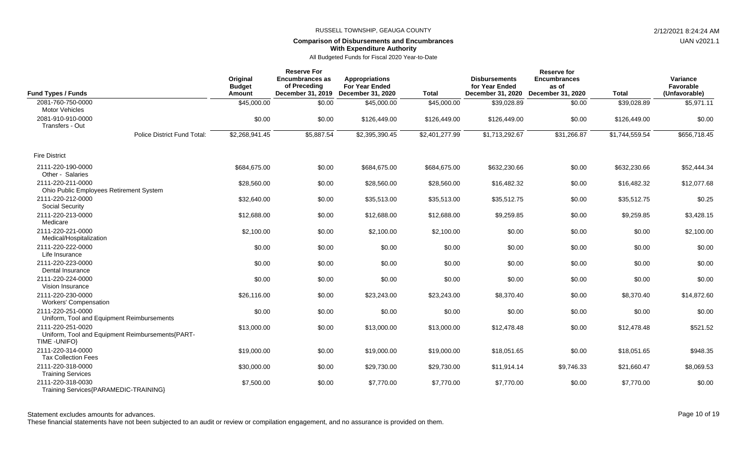RUSSELL TOWNSHIP, GEAUGA COUNTY

**Comparison of Disbursements and Encumbrances**
**With Expenditure Authority**

All Budgeted Funds for Fiscal 2020 Year-to-Date

| Fund Types / Funds | Original Budget Amount | Reserve For Encumbrances as of Preceding December 31, 2019 | Appropriations For Year Ended December 31, 2020 | Total | Disbursements for Year Ended December 31, 2020 | Reserve for Encumbrances as of December 31, 2020 | Total | Variance Favorable (Unfavorable) |
|---|---|---|---|---|---|---|---|---|
| 2081-760-750-0000 Motor Vehicles | $45,000.00 | $0.00 | $45,000.00 | $45,000.00 | $39,028.89 | $0.00 | $39,028.89 | $5,971.11 |
| 2081-910-910-0000 Transfers - Out | $0.00 | $0.00 | $126,449.00 | $126,449.00 | $126,449.00 | $0.00 | $126,449.00 | $0.00 |
| Police District Fund Total: | $2,268,941.45 | $5,887.54 | $2,395,390.45 | $2,401,277.99 | $1,713,292.67 | $31,266.87 | $1,744,559.54 | $656,718.45 |
| Fire District | | | | | | | | |
| 2111-220-190-0000 Other - Salaries | $684,675.00 | $0.00 | $684,675.00 | $684,675.00 | $632,230.66 | $0.00 | $632,230.66 | $52,444.34 |
| 2111-220-211-0000 Ohio Public Employees Retirement System | $28,560.00 | $0.00 | $28,560.00 | $28,560.00 | $16,482.32 | $0.00 | $16,482.32 | $12,077.68 |
| 2111-220-212-0000 Social Security | $32,640.00 | $0.00 | $35,513.00 | $35,513.00 | $35,512.75 | $0.00 | $35,512.75 | $0.25 |
| 2111-220-213-0000 Medicare | $12,688.00 | $0.00 | $12,688.00 | $12,688.00 | $9,259.85 | $0.00 | $9,259.85 | $3,428.15 |
| 2111-220-221-0000 Medical/Hospitalization | $2,100.00 | $0.00 | $2,100.00 | $2,100.00 | $0.00 | $0.00 | $0.00 | $2,100.00 |
| 2111-220-222-0000 Life Insurance | $0.00 | $0.00 | $0.00 | $0.00 | $0.00 | $0.00 | $0.00 | $0.00 |
| 2111-220-223-0000 Dental Insurance | $0.00 | $0.00 | $0.00 | $0.00 | $0.00 | $0.00 | $0.00 | $0.00 |
| 2111-220-224-0000 Vision Insurance | $0.00 | $0.00 | $0.00 | $0.00 | $0.00 | $0.00 | $0.00 | $0.00 |
| 2111-220-230-0000 Workers' Compensation | $26,116.00 | $0.00 | $23,243.00 | $23,243.00 | $8,370.40 | $0.00 | $8,370.40 | $14,872.60 |
| 2111-220-251-0000 Uniform, Tool and Equipment Reimbursements | $0.00 | $0.00 | $0.00 | $0.00 | $0.00 | $0.00 | $0.00 | $0.00 |
| 2111-220-251-0020 Uniform, Tool and Equipment Reimbursements{PART-TIME -UNIFO} | $13,000.00 | $0.00 | $13,000.00 | $13,000.00 | $12,478.48 | $0.00 | $12,478.48 | $521.52 |
| 2111-220-314-0000 Tax Collection Fees | $19,000.00 | $0.00 | $19,000.00 | $19,000.00 | $18,051.65 | $0.00 | $18,051.65 | $948.35 |
| 2111-220-318-0000 Training Services | $30,000.00 | $0.00 | $29,730.00 | $29,730.00 | $11,914.14 | $9,746.33 | $21,660.47 | $8,069.53 |
| 2111-220-318-0030 Training Services{PARAMEDIC-TRAINING} | $7,500.00 | $0.00 | $7,770.00 | $7,770.00 | $7,770.00 | $0.00 | $7,770.00 | $0.00 |

Statement excludes amounts for advances.

These financial statements have not been subjected to an audit or review or compilation engagement, and no assurance is provided on them.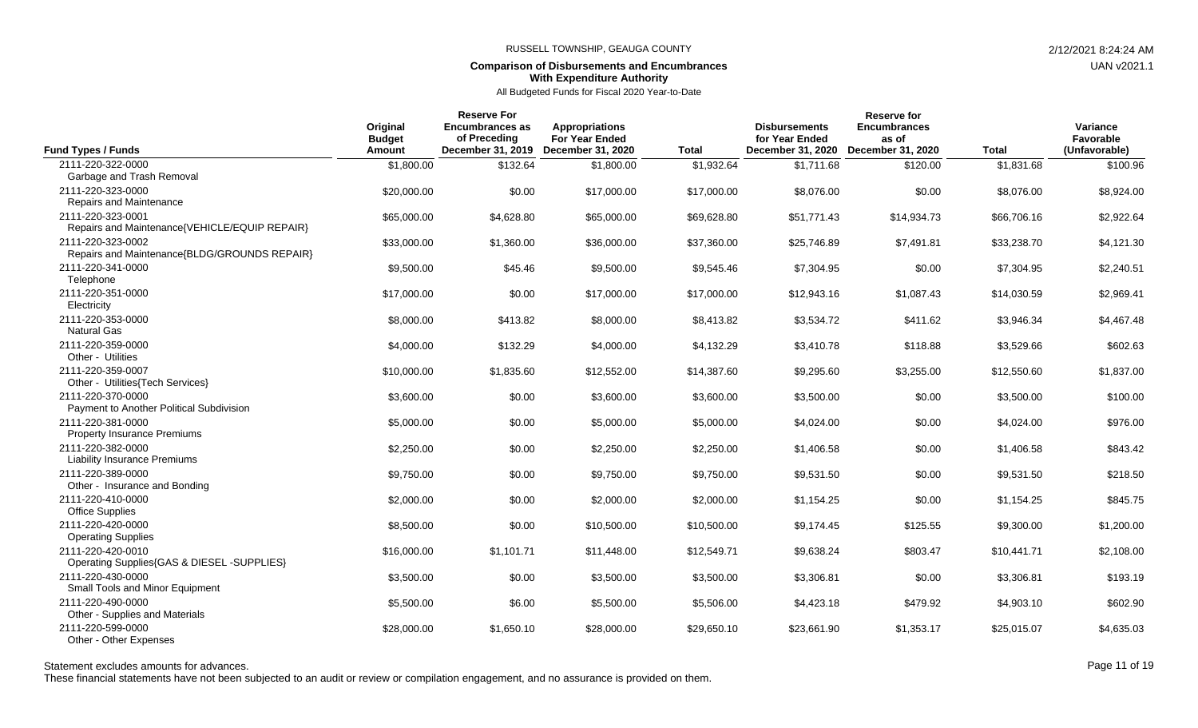RUSSELL TOWNSHIP, GEAUGA COUNTY

**Comparison of Disbursements and Encumbrances With Expenditure Authority**

All Budgeted Funds for Fiscal 2020 Year-to-Date

| Fund Types / Funds | Original Budget Amount | Reserve For Encumbrances as of Preceding December 31, 2019 | Appropriations For Year Ended December 31, 2020 | Total | Disbursements for Year Ended December 31, 2020 | Reserve for Encumbrances as of December 31, 2020 | Total | Variance Favorable (Unfavorable) |
|---|---|---|---|---|---|---|---|---|
| 2111-220-322-0000 Garbage and Trash Removal | $1,800.00 | $132.64 | $1,800.00 | $1,932.64 | $1,711.68 | $120.00 | $1,831.68 | $100.96 |
| 2111-220-323-0000 Repairs and Maintenance | $20,000.00 | $0.00 | $17,000.00 | $17,000.00 | $8,076.00 | $0.00 | $8,076.00 | $8,924.00 |
| 2111-220-323-0001 Repairs and Maintenance{VEHICLE/EQUIP REPAIR} | $65,000.00 | $4,628.80 | $65,000.00 | $69,628.80 | $51,771.43 | $14,934.73 | $66,706.16 | $2,922.64 |
| 2111-220-323-0002 Repairs and Maintenance{BLDG/GROUNDS REPAIR} | $33,000.00 | $1,360.00 | $36,000.00 | $37,360.00 | $25,746.89 | $7,491.81 | $33,238.70 | $4,121.30 |
| 2111-220-341-0000 Telephone | $9,500.00 | $45.46 | $9,500.00 | $9,545.46 | $7,304.95 | $0.00 | $7,304.95 | $2,240.51 |
| 2111-220-351-0000 Electricity | $17,000.00 | $0.00 | $17,000.00 | $17,000.00 | $12,943.16 | $1,087.43 | $14,030.59 | $2,969.41 |
| 2111-220-353-0000 Natural Gas | $8,000.00 | $413.82 | $8,000.00 | $8,413.82 | $3,534.72 | $411.62 | $3,946.34 | $4,467.48 |
| 2111-220-359-0000 Other - Utilities | $4,000.00 | $132.29 | $4,000.00 | $4,132.29 | $3,410.78 | $118.88 | $3,529.66 | $602.63 |
| 2111-220-359-0007 Other - Utilities{Tech Services} | $10,000.00 | $1,835.60 | $12,552.00 | $14,387.60 | $9,295.60 | $3,255.00 | $12,550.60 | $1,837.00 |
| 2111-220-370-0000 Payment to Another Political Subdivision | $3,600.00 | $0.00 | $3,600.00 | $3,600.00 | $3,500.00 | $0.00 | $3,500.00 | $100.00 |
| 2111-220-381-0000 Property Insurance Premiums | $5,000.00 | $0.00 | $5,000.00 | $5,000.00 | $4,024.00 | $0.00 | $4,024.00 | $976.00 |
| 2111-220-382-0000 Liability Insurance Premiums | $2,250.00 | $0.00 | $2,250.00 | $2,250.00 | $1,406.58 | $0.00 | $1,406.58 | $843.42 |
| 2111-220-389-0000 Other - Insurance and Bonding | $9,750.00 | $0.00 | $9,750.00 | $9,750.00 | $9,531.50 | $0.00 | $9,531.50 | $218.50 |
| 2111-220-410-0000 Office Supplies | $2,000.00 | $0.00 | $2,000.00 | $2,000.00 | $1,154.25 | $0.00 | $1,154.25 | $845.75 |
| 2111-220-420-0000 Operating Supplies | $8,500.00 | $0.00 | $10,500.00 | $10,500.00 | $9,174.45 | $125.55 | $9,300.00 | $1,200.00 |
| 2111-220-420-0010 Operating Supplies{GAS & DIESEL -SUPPLIES} | $16,000.00 | $1,101.71 | $11,448.00 | $12,549.71 | $9,638.24 | $803.47 | $10,441.71 | $2,108.00 |
| 2111-220-430-0000 Small Tools and Minor Equipment | $3,500.00 | $0.00 | $3,500.00 | $3,500.00 | $3,306.81 | $0.00 | $3,306.81 | $193.19 |
| 2111-220-490-0000 Other - Supplies and Materials | $5,500.00 | $6.00 | $5,500.00 | $5,506.00 | $4,423.18 | $479.92 | $4,903.10 | $602.90 |
| 2111-220-599-0000 Other - Other Expenses | $28,000.00 | $1,650.10 | $28,000.00 | $29,650.10 | $23,661.90 | $1,353.17 | $25,015.07 | $4,635.03 |

Statement excludes amounts for advances.

These financial statements have not been subjected to an audit or review or compilation engagement, and no assurance is provided on them.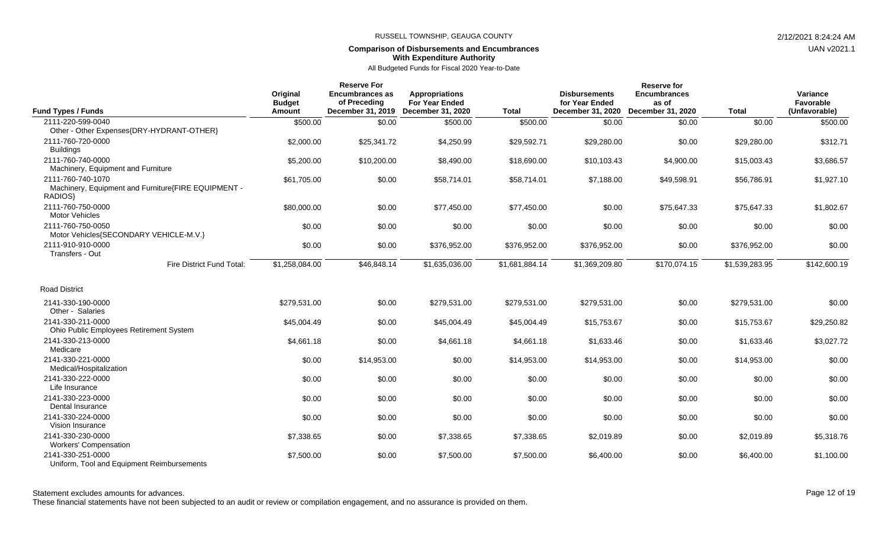RUSSELL TOWNSHIP, GEAUGA COUNTY

**Comparison of Disbursements and Encumbrances With Expenditure Authority**

All Budgeted Funds for Fiscal 2020 Year-to-Date

| Fund Types / Funds | Original Budget Amount | Reserve For Encumbrances as of Preceding December 31, 2019 | Appropriations For Year Ended December 31, 2020 | Total | Disbursements for Year Ended December 31, 2020 | Reserve for Encumbrances as of December 31, 2020 | Total | Variance Favorable (Unfavorable) |
|---|---|---|---|---|---|---|---|---|
| 2111-220-599-0040 Other - Other Expenses{DRY-HYDRANT-OTHER} | $500.00 | $0.00 | $500.00 | $500.00 | $0.00 | $0.00 | $0.00 | $500.00 |
| 2111-760-720-0000 Buildings | $2,000.00 | $25,341.72 | $4,250.99 | $29,592.71 | $29,280.00 | $0.00 | $29,280.00 | $312.71 |
| 2111-760-740-0000 Machinery, Equipment and Furniture | $5,200.00 | $10,200.00 | $8,490.00 | $18,690.00 | $10,103.43 | $4,900.00 | $15,003.43 | $3,686.57 |
| 2111-760-740-1070 Machinery, Equipment and Furniture{FIRE EQUIPMENT - RADIOS} | $61,705.00 | $0.00 | $58,714.01 | $58,714.01 | $7,188.00 | $49,598.91 | $56,786.91 | $1,927.10 |
| 2111-760-750-0000 Motor Vehicles | $80,000.00 | $0.00 | $77,450.00 | $77,450.00 | $0.00 | $75,647.33 | $75,647.33 | $1,802.67 |
| 2111-760-750-0050 Motor Vehicles{SECONDARY VEHICLE-M.V.} | $0.00 | $0.00 | $0.00 | $0.00 | $0.00 | $0.00 | $0.00 | $0.00 |
| 2111-910-910-0000 Transfers - Out | $0.00 | $0.00 | $376,952.00 | $376,952.00 | $376,952.00 | $0.00 | $376,952.00 | $0.00 |
| Fire District Fund Total: | $1,258,084.00 | $46,848.14 | $1,635,036.00 | $1,681,884.14 | $1,369,209.80 | $170,074.15 | $1,539,283.95 | $142,600.19 |
| **Road District** | | | | | | | | |
| 2141-330-190-0000 Other - Salaries | $279,531.00 | $0.00 | $279,531.00 | $279,531.00 | $279,531.00 | $0.00 | $279,531.00 | $0.00 |
| 2141-330-211-0000 Ohio Public Employees Retirement System | $45,004.49 | $0.00 | $45,004.49 | $45,004.49 | $15,753.67 | $0.00 | $15,753.67 | $29,250.82 |
| 2141-330-213-0000 Medicare | $4,661.18 | $0.00 | $4,661.18 | $4,661.18 | $1,633.46 | $0.00 | $1,633.46 | $3,027.72 |
| 2141-330-221-0000 Medical/Hospitalization | $0.00 | $14,953.00 | $0.00 | $14,953.00 | $14,953.00 | $0.00 | $14,953.00 | $0.00 |
| 2141-330-222-0000 Life Insurance | $0.00 | $0.00 | $0.00 | $0.00 | $0.00 | $0.00 | $0.00 | $0.00 |
| 2141-330-223-0000 Dental Insurance | $0.00 | $0.00 | $0.00 | $0.00 | $0.00 | $0.00 | $0.00 | $0.00 |
| 2141-330-224-0000 Vision Insurance | $0.00 | $0.00 | $0.00 | $0.00 | $0.00 | $0.00 | $0.00 | $0.00 |
| 2141-330-230-0000 Workers' Compensation | $7,338.65 | $0.00 | $7,338.65 | $7,338.65 | $2,019.89 | $0.00 | $2,019.89 | $5,318.76 |
| 2141-330-251-0000 Uniform, Tool and Equipment Reimbursements | $7,500.00 | $0.00 | $7,500.00 | $7,500.00 | $6,400.00 | $0.00 | $6,400.00 | $1,100.00 |

Statement excludes amounts for advances.

These financial statements have not been subjected to an audit or review or compilation engagement, and no assurance is provided on them.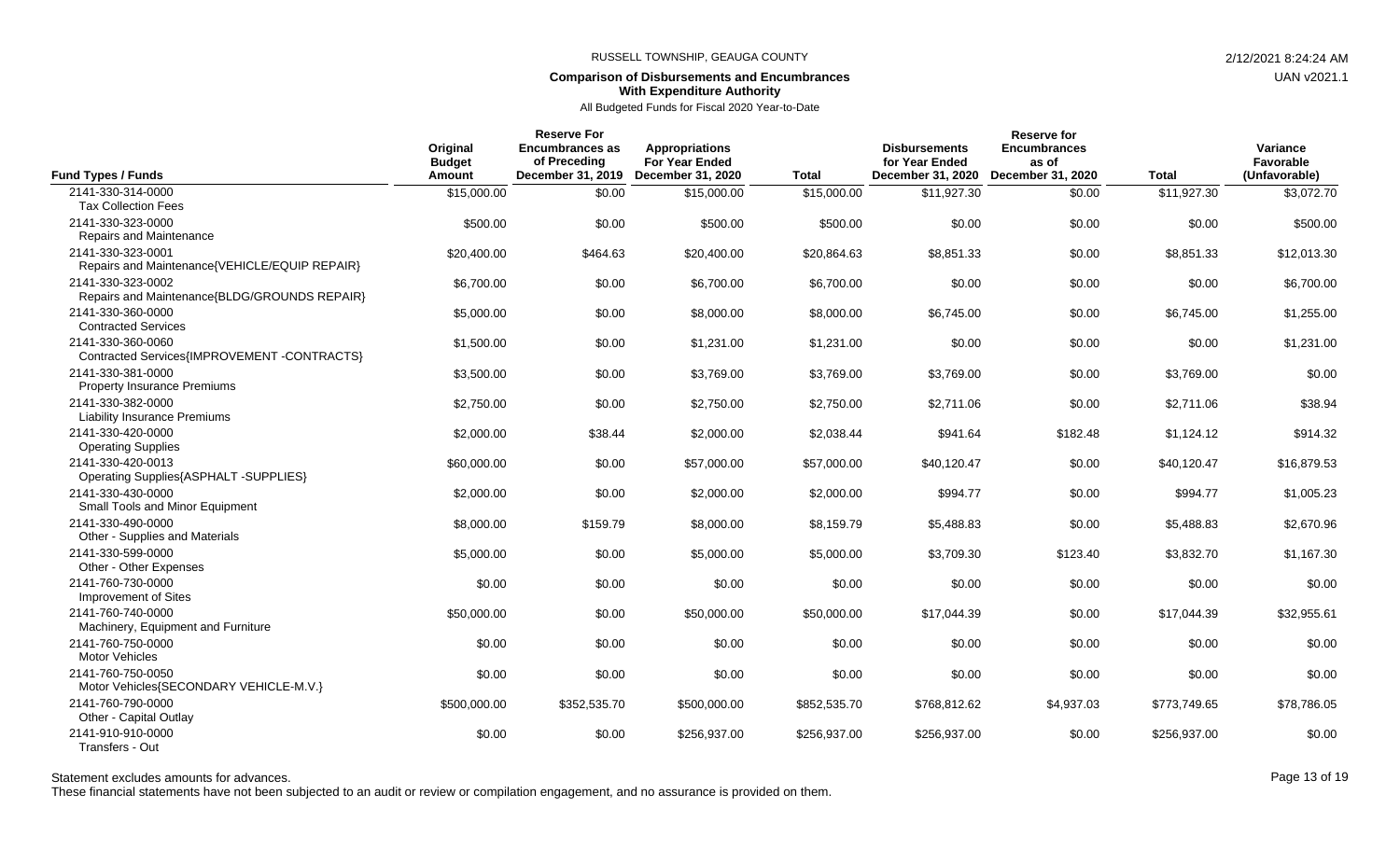RUSSELL TOWNSHIP, GEAUGA COUNTY

**Comparison of Disbursements and Encumbrances With Expenditure Authority**

All Budgeted Funds for Fiscal 2020 Year-to-Date

| Fund Types / Funds | Original Budget Amount | Reserve For Encumbrances as of Preceding December 31, 2019 | Appropriations For Year Ended December 31, 2020 | Total | Disbursements for Year Ended December 31, 2020 | Reserve for Encumbrances as of December 31, 2020 | Total | Variance Favorable (Unfavorable) |
|---|---|---|---|---|---|---|---|---|
| 2141-330-314-0000 Tax Collection Fees | $15,000.00 | $0.00 | $15,000.00 | $15,000.00 | $11,927.30 | $0.00 | $11,927.30 | $3,072.70 |
| 2141-330-323-0000 Repairs and Maintenance | $500.00 | $0.00 | $500.00 | $500.00 | $0.00 | $0.00 | $0.00 | $500.00 |
| 2141-330-323-0001 Repairs and Maintenance{VEHICLE/EQUIP REPAIR} | $20,400.00 | $464.63 | $20,400.00 | $20,864.63 | $8,851.33 | $0.00 | $8,851.33 | $12,013.30 |
| 2141-330-323-0002 Repairs and Maintenance{BLDG/GROUNDS REPAIR} | $6,700.00 | $0.00 | $6,700.00 | $6,700.00 | $0.00 | $0.00 | $0.00 | $6,700.00 |
| 2141-330-360-0000 Contracted Services | $5,000.00 | $0.00 | $8,000.00 | $8,000.00 | $6,745.00 | $0.00 | $6,745.00 | $1,255.00 |
| 2141-330-360-0060 Contracted Services{IMPROVEMENT -CONTRACTS} | $1,500.00 | $0.00 | $1,231.00 | $1,231.00 | $0.00 | $0.00 | $0.00 | $1,231.00 |
| 2141-330-381-0000 Property Insurance Premiums | $3,500.00 | $0.00 | $3,769.00 | $3,769.00 | $3,769.00 | $0.00 | $3,769.00 | $0.00 |
| 2141-330-382-0000 Liability Insurance Premiums | $2,750.00 | $0.00 | $2,750.00 | $2,750.00 | $2,711.06 | $0.00 | $2,711.06 | $38.94 |
| 2141-330-420-0000 Operating Supplies | $2,000.00 | $38.44 | $2,000.00 | $2,038.44 | $941.64 | $182.48 | $1,124.12 | $914.32 |
| 2141-330-420-0013 Operating Supplies{ASPHALT -SUPPLIES} | $60,000.00 | $0.00 | $57,000.00 | $57,000.00 | $40,120.47 | $0.00 | $40,120.47 | $16,879.53 |
| 2141-330-430-0000 Small Tools and Minor Equipment | $2,000.00 | $0.00 | $2,000.00 | $2,000.00 | $994.77 | $0.00 | $994.77 | $1,005.23 |
| 2141-330-490-0000 Other - Supplies and Materials | $8,000.00 | $159.79 | $8,000.00 | $8,159.79 | $5,488.83 | $0.00 | $5,488.83 | $2,670.96 |
| 2141-330-599-0000 Other - Other Expenses | $5,000.00 | $0.00 | $5,000.00 | $5,000.00 | $3,709.30 | $123.40 | $3,832.70 | $1,167.30 |
| 2141-760-730-0000 Improvement of Sites | $0.00 | $0.00 | $0.00 | $0.00 | $0.00 | $0.00 | $0.00 | $0.00 |
| 2141-760-740-0000 Machinery, Equipment and Furniture | $50,000.00 | $0.00 | $50,000.00 | $50,000.00 | $17,044.39 | $0.00 | $17,044.39 | $32,955.61 |
| 2141-760-750-0000 Motor Vehicles | $0.00 | $0.00 | $0.00 | $0.00 | $0.00 | $0.00 | $0.00 | $0.00 |
| 2141-760-750-0050 Motor Vehicles{SECONDARY VEHICLE-M.V.} | $0.00 | $0.00 | $0.00 | $0.00 | $0.00 | $0.00 | $0.00 | $0.00 |
| 2141-760-790-0000 Other - Capital Outlay | $500,000.00 | $352,535.70 | $500,000.00 | $852,535.70 | $768,812.62 | $4,937.03 | $773,749.65 | $78,786.05 |
| 2141-910-910-0000 Transfers - Out | $0.00 | $0.00 | $256,937.00 | $256,937.00 | $256,937.00 | $0.00 | $256,937.00 | $0.00 |

Statement excludes amounts for advances.

These financial statements have not been subjected to an audit or review or compilation engagement, and no assurance is provided on them.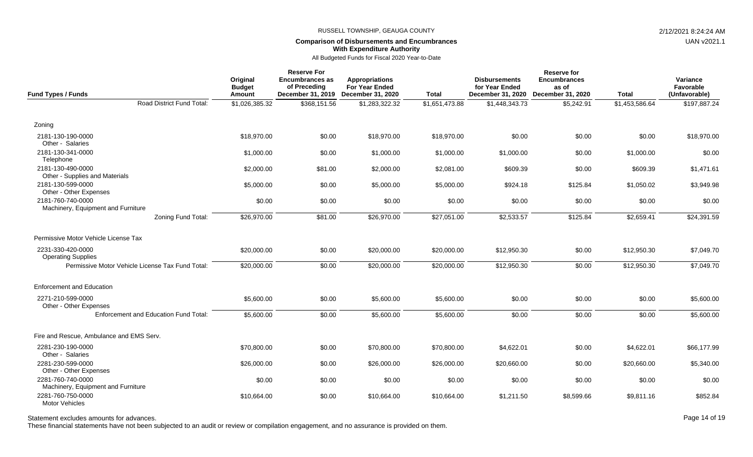RUSSELL TOWNSHIP, GEAUGA COUNTY

**Comparison of Disbursements and Encumbrances With Expenditure Authority**

All Budgeted Funds for Fiscal 2020 Year-to-Date

| Fund Types / Funds | Original Budget Amount | Reserve For Encumbrances as of Preceding December 31, 2019 | Appropriations For Year Ended December 31, 2020 | Total | Disbursements for Year Ended December 31, 2020 | Reserve for Encumbrances as of December 31, 2020 | Total | Variance Favorable (Unfavorable) |
|---|---|---|---|---|---|---|---|---|
| Road District Fund Total: | $1,026,385.32 | $368,151.56 | $1,283,322.32 | $1,651,473.88 | $1,448,343.73 | $5,242.91 | $1,453,586.64 | $197,887.24 |
| **Zoning** | | | | | | | | |
| 2181-130-190-0000 Other - Salaries | $18,970.00 | $0.00 | $18,970.00 | $18,970.00 | $0.00 | $0.00 | $0.00 | $18,970.00 |
| 2181-130-341-0000 Telephone | $1,000.00 | $0.00 | $1,000.00 | $1,000.00 | $1,000.00 | $0.00 | $1,000.00 | $0.00 |
| 2181-130-490-0000 Other - Supplies and Materials | $2,000.00 | $81.00 | $2,000.00 | $2,081.00 | $609.39 | $0.00 | $609.39 | $1,471.61 |
| 2181-130-599-0000 Other - Other Expenses | $5,000.00 | $0.00 | $5,000.00 | $5,000.00 | $924.18 | $125.84 | $1,050.02 | $3,949.98 |
| 2181-760-740-0000 Machinery, Equipment and Furniture | $0.00 | $0.00 | $0.00 | $0.00 | $0.00 | $0.00 | $0.00 | $0.00 |
| Zoning Fund Total: | $26,970.00 | $81.00 | $26,970.00 | $27,051.00 | $2,533.57 | $125.84 | $2,659.41 | $24,391.59 |
| **Permissive Motor Vehicle License Tax** | | | | | | | | |
| 2231-330-420-0000 Operating Supplies | $20,000.00 | $0.00 | $20,000.00 | $20,000.00 | $12,950.30 | $0.00 | $12,950.30 | $7,049.70 |
| Permissive Motor Vehicle License Tax Fund Total: | $20,000.00 | $0.00 | $20,000.00 | $20,000.00 | $12,950.30 | $0.00 | $12,950.30 | $7,049.70 |
| **Enforcement and Education** | | | | | | | | |
| 2271-210-599-0000 Other - Other Expenses | $5,600.00 | $0.00 | $5,600.00 | $5,600.00 | $0.00 | $0.00 | $0.00 | $5,600.00 |
| Enforcement and Education Fund Total: | $5,600.00 | $0.00 | $5,600.00 | $5,600.00 | $0.00 | $0.00 | $0.00 | $5,600.00 |
| **Fire and Rescue, Ambulance and EMS Serv.** | | | | | | | | |
| 2281-230-190-0000 Other - Salaries | $70,800.00 | $0.00 | $70,800.00 | $70,800.00 | $4,622.01 | $0.00 | $4,622.01 | $66,177.99 |
| 2281-230-599-0000 Other - Other Expenses | $26,000.00 | $0.00 | $26,000.00 | $26,000.00 | $20,660.00 | $0.00 | $20,660.00 | $5,340.00 |
| 2281-760-740-0000 Machinery, Equipment and Furniture | $0.00 | $0.00 | $0.00 | $0.00 | $0.00 | $0.00 | $0.00 | $0.00 |
| 2281-760-750-0000 Motor Vehicles | $10,664.00 | $0.00 | $10,664.00 | $10,664.00 | $1,211.50 | $8,599.66 | $9,811.16 | $852.84 |

Statement excludes amounts for advances.

These financial statements have not been subjected to an audit or review or compilation engagement, and no assurance is provided on them.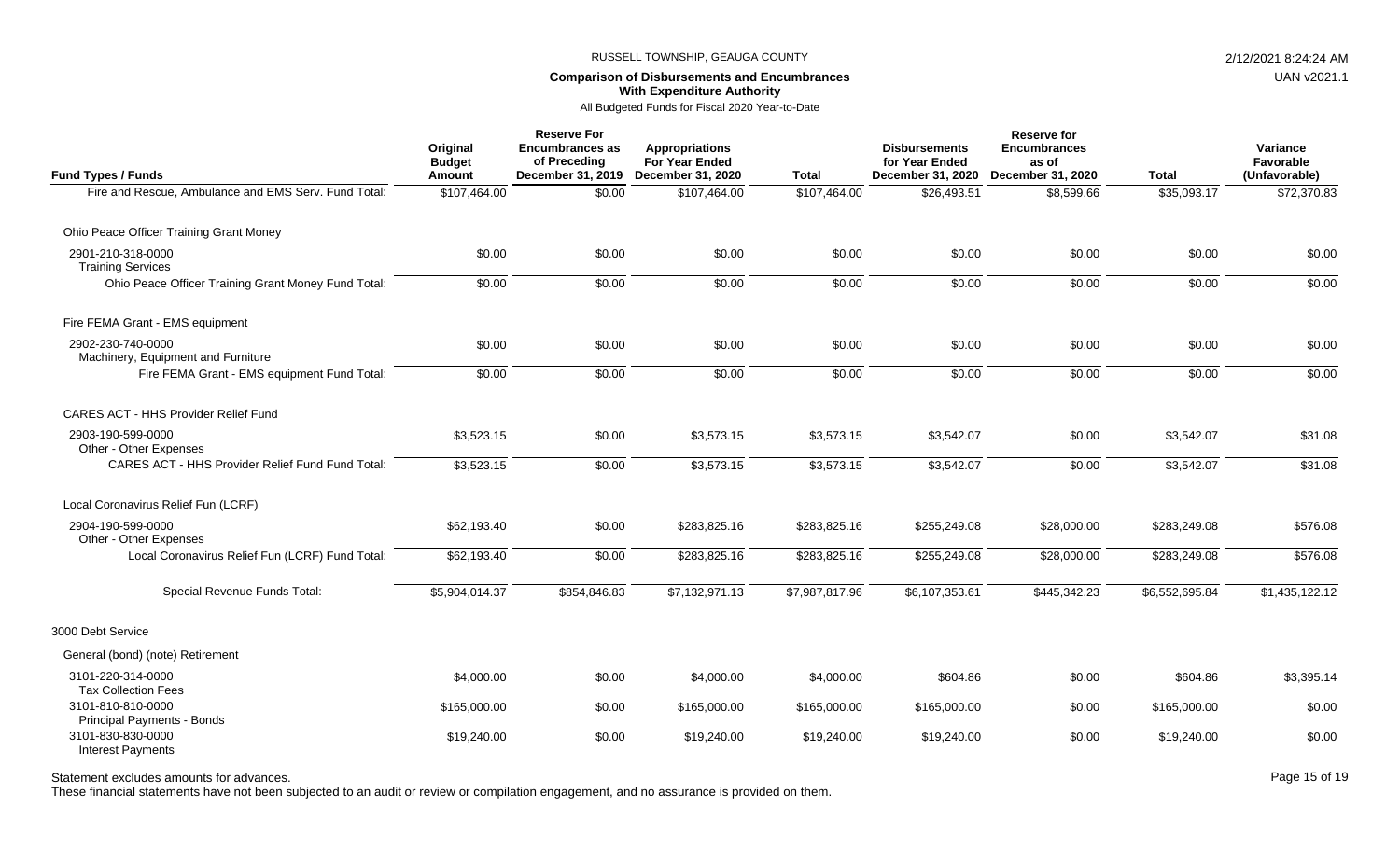RUSSELL TOWNSHIP, GEAUGA COUNTY

**Comparison of Disbursements and Encumbrances**
**With Expenditure Authority**

All Budgeted Funds for Fiscal 2020 Year-to-Date

| Fund Types / Funds | Original Budget Amount | Reserve For Encumbrances as of Preceding December 31, 2019 | Appropriations For Year Ended December 31, 2020 | Total | Disbursements for Year Ended December 31, 2020 | Reserve for Encumbrances as of December 31, 2020 | Total | Variance Favorable (Unfavorable) |
|---|---|---|---|---|---|---|---|---|
| Fire and Rescue, Ambulance and EMS Serv. Fund Total: | $107,464.00 | $0.00 | $107,464.00 | $107,464.00 | $26,493.51 | $8,599.66 | $35,093.17 | $72,370.83 |
| Ohio Peace Officer Training Grant Money | | | | | | | | |
| 2901-210-318-0000 Training Services | $0.00 | $0.00 | $0.00 | $0.00 | $0.00 | $0.00 | $0.00 | $0.00 |
| Ohio Peace Officer Training Grant Money Fund Total: | $0.00 | $0.00 | $0.00 | $0.00 | $0.00 | $0.00 | $0.00 | $0.00 |
| Fire FEMA Grant - EMS equipment | | | | | | | | |
| 2902-230-740-0000 Machinery, Equipment and Furniture | $0.00 | $0.00 | $0.00 | $0.00 | $0.00 | $0.00 | $0.00 | $0.00 |
| Fire FEMA Grant - EMS equipment Fund Total: | $0.00 | $0.00 | $0.00 | $0.00 | $0.00 | $0.00 | $0.00 | $0.00 |
| CARES ACT - HHS Provider Relief Fund | | | | | | | | |
| 2903-190-599-0000 Other - Other Expenses | $3,523.15 | $0.00 | $3,573.15 | $3,573.15 | $3,542.07 | $0.00 | $3,542.07 | $31.08 |
| CARES ACT - HHS Provider Relief Fund Fund Total: | $3,523.15 | $0.00 | $3,573.15 | $3,573.15 | $3,542.07 | $0.00 | $3,542.07 | $31.08 |
| Local Coronavirus Relief Fun (LCRF) | | | | | | | | |
| 2904-190-599-0000 Other - Other Expenses | $62,193.40 | $0.00 | $283,825.16 | $283,825.16 | $255,249.08 | $28,000.00 | $283,249.08 | $576.08 |
| Local Coronavirus Relief Fun (LCRF) Fund Total: | $62,193.40 | $0.00 | $283,825.16 | $283,825.16 | $255,249.08 | $28,000.00 | $283,249.08 | $576.08 |
| Special Revenue Funds Total: | $5,904,014.37 | $854,846.83 | $7,132,971.13 | $7,987,817.96 | $6,107,353.61 | $445,342.23 | $6,552,695.84 | $1,435,122.12 |
| 3000 Debt Service | | | | | | | | |
| General (bond) (note) Retirement | | | | | | | | |
| 3101-220-314-0000 Tax Collection Fees | $4,000.00 | $0.00 | $4,000.00 | $4,000.00 | $604.86 | $0.00 | $604.86 | $3,395.14 |
| 3101-810-810-0000 Principal Payments - Bonds | $165,000.00 | $0.00 | $165,000.00 | $165,000.00 | $165,000.00 | $0.00 | $165,000.00 | $0.00 |
| 3101-830-830-0000 Interest Payments | $19,240.00 | $0.00 | $19,240.00 | $19,240.00 | $19,240.00 | $0.00 | $19,240.00 | $0.00 |

Statement excludes amounts for advances.

These financial statements have not been subjected to an audit or review or compilation engagement, and no assurance is provided on them.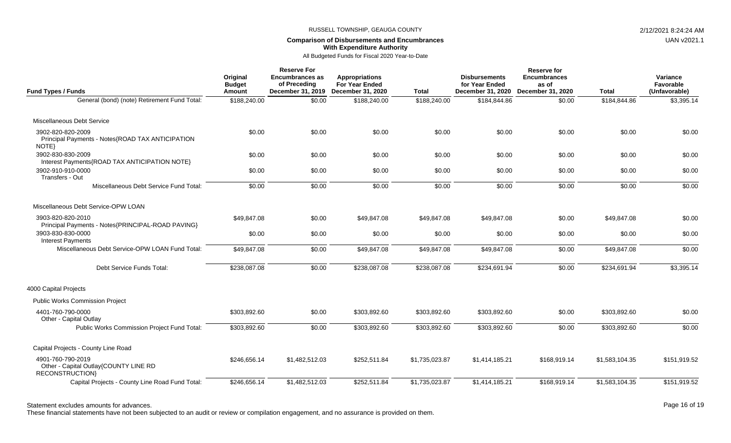RUSSELL TOWNSHIP, GEAUGA COUNTY

**Comparison of Disbursements and Encumbrances With Expenditure Authority**

All Budgeted Funds for Fiscal 2020 Year-to-Date

| Fund Types / Funds | Original Budget Amount | Reserve For Encumbrances as of Preceding December 31, 2019 | Appropriations For Year Ended December 31, 2020 | Total | Disbursements for Year Ended December 31, 2020 | Reserve for Encumbrances as of December 31, 2020 | Total | Variance Favorable (Unfavorable) |
|---|---|---|---|---|---|---|---|---|
| General (bond) (note) Retirement Fund Total: | $188,240.00 | $0.00 | $188,240.00 | $188,240.00 | $184,844.86 | $0.00 | $184,844.86 | $3,395.14 |
| Miscellaneous Debt Service | | | | | | | | |
| 3902-820-820-2009 Principal Payments - Notes{ROAD TAX ANTICIPATION NOTE} | $0.00 | $0.00 | $0.00 | $0.00 | $0.00 | $0.00 | $0.00 | $0.00 |
| 3902-830-830-2009 Interest Payments{ROAD TAX ANTICIPATION NOTE} | $0.00 | $0.00 | $0.00 | $0.00 | $0.00 | $0.00 | $0.00 | $0.00 |
| 3902-910-910-0000 Transfers - Out | $0.00 | $0.00 | $0.00 | $0.00 | $0.00 | $0.00 | $0.00 | $0.00 |
| Miscellaneous Debt Service Fund Total: | $0.00 | $0.00 | $0.00 | $0.00 | $0.00 | $0.00 | $0.00 | $0.00 |
| Miscellaneous Debt Service-OPW LOAN | | | | | | | | |
| 3903-820-820-2010 Principal Payments - Notes{PRINCIPAL-ROAD PAVING} | $49,847.08 | $0.00 | $49,847.08 | $49,847.08 | $49,847.08 | $0.00 | $49,847.08 | $0.00 |
| 3903-830-830-0000 Interest Payments | $0.00 | $0.00 | $0.00 | $0.00 | $0.00 | $0.00 | $0.00 | $0.00 |
| Miscellaneous Debt Service-OPW LOAN Fund Total: | $49,847.08 | $0.00 | $49,847.08 | $49,847.08 | $49,847.08 | $0.00 | $49,847.08 | $0.00 |
| Debt Service Funds Total: | $238,087.08 | $0.00 | $238,087.08 | $238,087.08 | $234,691.94 | $0.00 | $234,691.94 | $3,395.14 |
| 4000 Capital Projects | | | | | | | | |
| Public Works Commission Project | | | | | | | | |
| 4401-760-790-0000 Other - Capital Outlay | $303,892.60 | $0.00 | $303,892.60 | $303,892.60 | $303,892.60 | $0.00 | $303,892.60 | $0.00 |
| Public Works Commission Project Fund Total: | $303,892.60 | $0.00 | $303,892.60 | $303,892.60 | $303,892.60 | $0.00 | $303,892.60 | $0.00 |
| Capital Projects - County Line Road | | | | | | | | |
| 4901-760-790-2019 Other - Capital Outlay{COUNTY LINE RD RECONSTRUCTION} | $246,656.14 | $1,482,512.03 | $252,511.84 | $1,735,023.87 | $1,414,185.21 | $168,919.14 | $1,583,104.35 | $151,919.52 |
| Capital Projects - County Line Road Fund Total: | $246,656.14 | $1,482,512.03 | $252,511.84 | $1,735,023.87 | $1,414,185.21 | $168,919.14 | $1,583,104.35 | $151,919.52 |

Statement excludes amounts for advances.

These financial statements have not been subjected to an audit or review or compilation engagement, and no assurance is provided on them.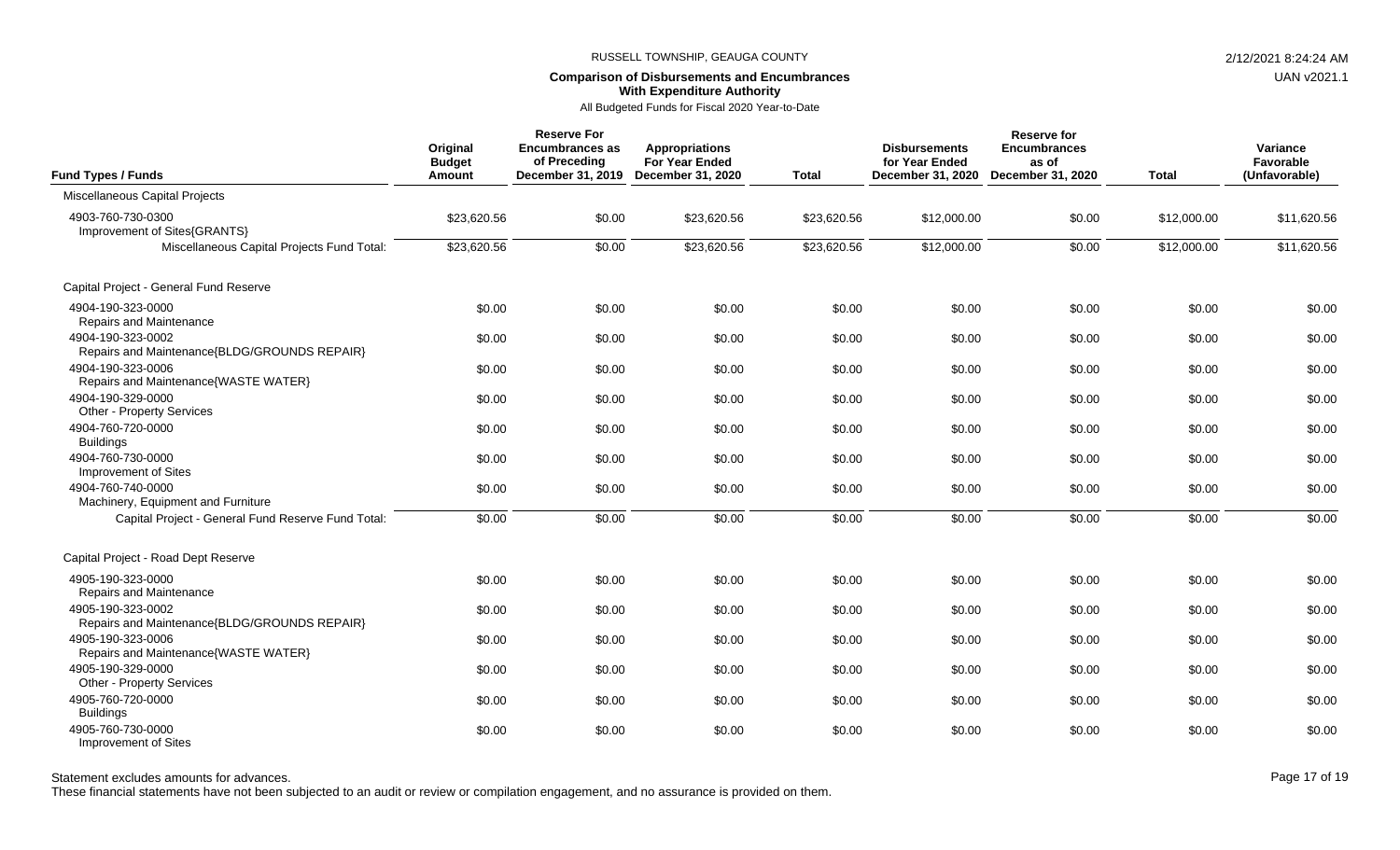RUSSELL TOWNSHIP, GEAUGA COUNTY

**Comparison of Disbursements and Encumbrances With Expenditure Authority**

All Budgeted Funds for Fiscal 2020 Year-to-Date

| Fund Types / Funds | Original Budget Amount | Reserve For Encumbrances as of Preceding December 31, 2019 | Appropriations For Year Ended December 31, 2020 | Total | Disbursements for Year Ended December 31, 2020 | Reserve for Encumbrances as of December 31, 2020 | Total | Variance Favorable (Unfavorable) |
|---|---|---|---|---|---|---|---|---|
| Miscellaneous Capital Projects | | | | | | | | |
| 4903-760-730-0300 Improvement of Sites{GRANTS} | $23,620.56 | $0.00 | $23,620.56 | $23,620.56 | $12,000.00 | $0.00 | $12,000.00 | $11,620.56 |
| Miscellaneous Capital Projects Fund Total: | $23,620.56 | $0.00 | $23,620.56 | $23,620.56 | $12,000.00 | $0.00 | $12,000.00 | $11,620.56 |
| Capital Project - General Fund Reserve | | | | | | | | |
| 4904-190-323-0000 Repairs and Maintenance | $0.00 | $0.00 | $0.00 | $0.00 | $0.00 | $0.00 | $0.00 | $0.00 |
| 4904-190-323-0002 Repairs and Maintenance{BLDG/GROUNDS REPAIR} | $0.00 | $0.00 | $0.00 | $0.00 | $0.00 | $0.00 | $0.00 | $0.00 |
| 4904-190-323-0006 Repairs and Maintenance{WASTE WATER} | $0.00 | $0.00 | $0.00 | $0.00 | $0.00 | $0.00 | $0.00 | $0.00 |
| 4904-190-329-0000 Other - Property Services | $0.00 | $0.00 | $0.00 | $0.00 | $0.00 | $0.00 | $0.00 | $0.00 |
| 4904-760-720-0000 Buildings | $0.00 | $0.00 | $0.00 | $0.00 | $0.00 | $0.00 | $0.00 | $0.00 |
| 4904-760-730-0000 Improvement of Sites | $0.00 | $0.00 | $0.00 | $0.00 | $0.00 | $0.00 | $0.00 | $0.00 |
| 4904-760-740-0000 Machinery, Equipment and Furniture | $0.00 | $0.00 | $0.00 | $0.00 | $0.00 | $0.00 | $0.00 | $0.00 |
| Capital Project - General Fund Reserve Fund Total: | $0.00 | $0.00 | $0.00 | $0.00 | $0.00 | $0.00 | $0.00 | $0.00 |
| Capital Project - Road Dept Reserve | | | | | | | | |
| 4905-190-323-0000 Repairs and Maintenance | $0.00 | $0.00 | $0.00 | $0.00 | $0.00 | $0.00 | $0.00 | $0.00 |
| 4905-190-323-0002 Repairs and Maintenance{BLDG/GROUNDS REPAIR} | $0.00 | $0.00 | $0.00 | $0.00 | $0.00 | $0.00 | $0.00 | $0.00 |
| 4905-190-323-0006 Repairs and Maintenance{WASTE WATER} | $0.00 | $0.00 | $0.00 | $0.00 | $0.00 | $0.00 | $0.00 | $0.00 |
| 4905-190-329-0000 Other - Property Services | $0.00 | $0.00 | $0.00 | $0.00 | $0.00 | $0.00 | $0.00 | $0.00 |
| 4905-760-720-0000 Buildings | $0.00 | $0.00 | $0.00 | $0.00 | $0.00 | $0.00 | $0.00 | $0.00 |
| 4905-760-730-0000 Improvement of Sites | $0.00 | $0.00 | $0.00 | $0.00 | $0.00 | $0.00 | $0.00 | $0.00 |

Statement excludes amounts for advances.

These financial statements have not been subjected to an audit or review or compilation engagement, and no assurance is provided on them.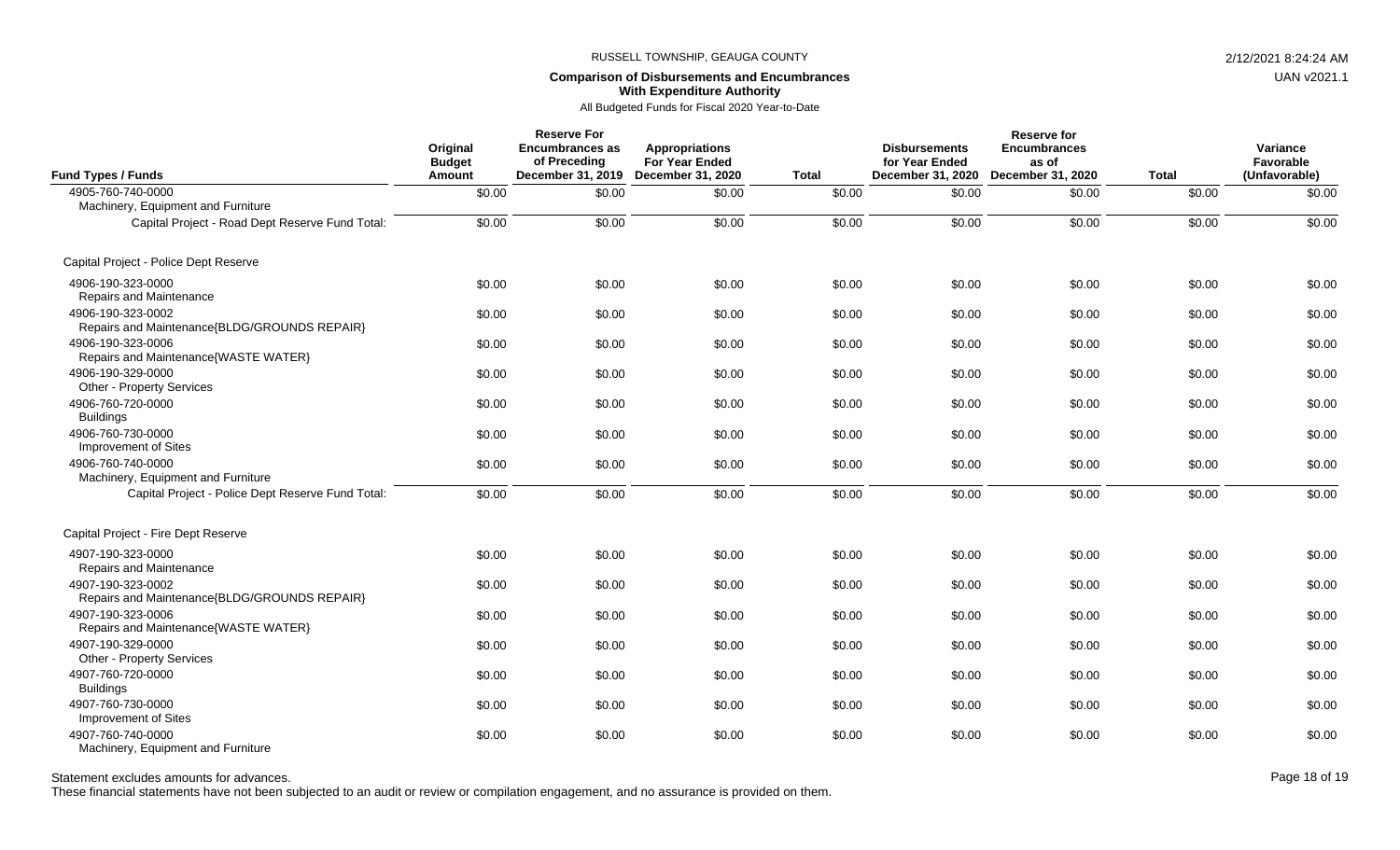RUSSELL TOWNSHIP, GEAUGA COUNTY

**Comparison of Disbursements and Encumbrances With Expenditure Authority**

All Budgeted Funds for Fiscal 2020 Year-to-Date

| Fund Types / Funds | Original Budget Amount | Reserve For Encumbrances as of Preceding December 31, 2019 | Appropriations For Year Ended December 31, 2020 | Total | Disbursements for Year Ended December 31, 2020 | Reserve for Encumbrances as of December 31, 2020 | Total | Variance Favorable (Unfavorable) |
|---|---|---|---|---|---|---|---|---|
| 4905-760-740-0000 Machinery, Equipment and Furniture | $0.00 | $0.00 | $0.00 | $0.00 | $0.00 | $0.00 | $0.00 | $0.00 |
| Capital Project - Road Dept Reserve Fund Total: | $0.00 | $0.00 | $0.00 | $0.00 | $0.00 | $0.00 | $0.00 | $0.00 |
| **Capital Project - Police Dept Reserve** | | | | | | | | |
| 4906-190-323-0000 Repairs and Maintenance | $0.00 | $0.00 | $0.00 | $0.00 | $0.00 | $0.00 | $0.00 | $0.00 |
| 4906-190-323-0002 Repairs and Maintenance{BLDG/GROUNDS REPAIR} | $0.00 | $0.00 | $0.00 | $0.00 | $0.00 | $0.00 | $0.00 | $0.00 |
| 4906-190-323-0006 Repairs and Maintenance{WASTE WATER} | $0.00 | $0.00 | $0.00 | $0.00 | $0.00 | $0.00 | $0.00 | $0.00 |
| 4906-190-329-0000 Other - Property Services | $0.00 | $0.00 | $0.00 | $0.00 | $0.00 | $0.00 | $0.00 | $0.00 |
| 4906-760-720-0000 Buildings | $0.00 | $0.00 | $0.00 | $0.00 | $0.00 | $0.00 | $0.00 | $0.00 |
| 4906-760-730-0000 Improvement of Sites | $0.00 | $0.00 | $0.00 | $0.00 | $0.00 | $0.00 | $0.00 | $0.00 |
| 4906-760-740-0000 Machinery, Equipment and Furniture | $0.00 | $0.00 | $0.00 | $0.00 | $0.00 | $0.00 | $0.00 | $0.00 |
| Capital Project - Police Dept Reserve Fund Total: | $0.00 | $0.00 | $0.00 | $0.00 | $0.00 | $0.00 | $0.00 | $0.00 |
| **Capital Project - Fire Dept Reserve** | | | | | | | | |
| 4907-190-323-0000 Repairs and Maintenance | $0.00 | $0.00 | $0.00 | $0.00 | $0.00 | $0.00 | $0.00 | $0.00 |
| 4907-190-323-0002 Repairs and Maintenance{BLDG/GROUNDS REPAIR} | $0.00 | $0.00 | $0.00 | $0.00 | $0.00 | $0.00 | $0.00 | $0.00 |
| 4907-190-323-0006 Repairs and Maintenance{WASTE WATER} | $0.00 | $0.00 | $0.00 | $0.00 | $0.00 | $0.00 | $0.00 | $0.00 |
| 4907-190-329-0000 Other - Property Services | $0.00 | $0.00 | $0.00 | $0.00 | $0.00 | $0.00 | $0.00 | $0.00 |
| 4907-760-720-0000 Buildings | $0.00 | $0.00 | $0.00 | $0.00 | $0.00 | $0.00 | $0.00 | $0.00 |
| 4907-760-730-0000 Improvement of Sites | $0.00 | $0.00 | $0.00 | $0.00 | $0.00 | $0.00 | $0.00 | $0.00 |
| 4907-760-740-0000 Machinery, Equipment and Furniture | $0.00 | $0.00 | $0.00 | $0.00 | $0.00 | $0.00 | $0.00 | $0.00 |

Statement excludes amounts for advances.

These financial statements have not been subjected to an audit or review or compilation engagement, and no assurance is provided on them.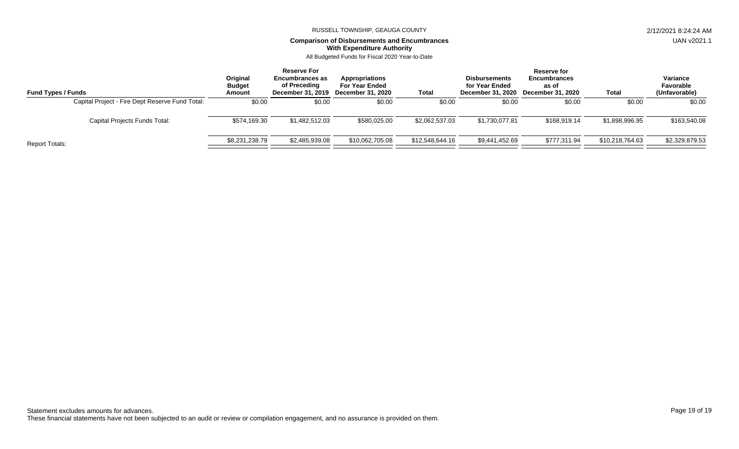RUSSELL TOWNSHIP, GEAUGA COUNTY

**Comparison of Disbursements and Encumbrances With Expenditure Authority**

All Budgeted Funds for Fiscal 2020 Year-to-Date

| Fund Types / Funds | Original Budget Amount | Reserve For Encumbrances as of Preceding December 31, 2019 | Appropriations For Year Ended December 31, 2020 | Total | Disbursements for Year Ended December 31, 2020 | Reserve for Encumbrances as of December 31, 2020 | Total | Variance Favorable (Unfavorable) |
|---|---|---|---|---|---|---|---|---|
| Capital Project - Fire Dept Reserve Fund Total: | $0.00 | $0.00 | $0.00 | $0.00 | $0.00 | $0.00 | $0.00 | $0.00 |
| Capital Projects Funds Total: | $574,169.30 | $1,482,512.03 | $580,025.00 | $2,062,537.03 | $1,730,077.81 | $168,919.14 | $1,898,996.95 | $163,540.08 |
| Report Totals: | $8,231,238.79 | $2,485,939.08 | $10,062,705.08 | $12,548,644.16 | $9,441,452.69 | $777,311.94 | $10,218,764.63 | $2,329,879.53 |

Statement excludes amounts for advances.

These financial statements have not been subjected to an audit or review or compilation engagement, and no assurance is provided on them.